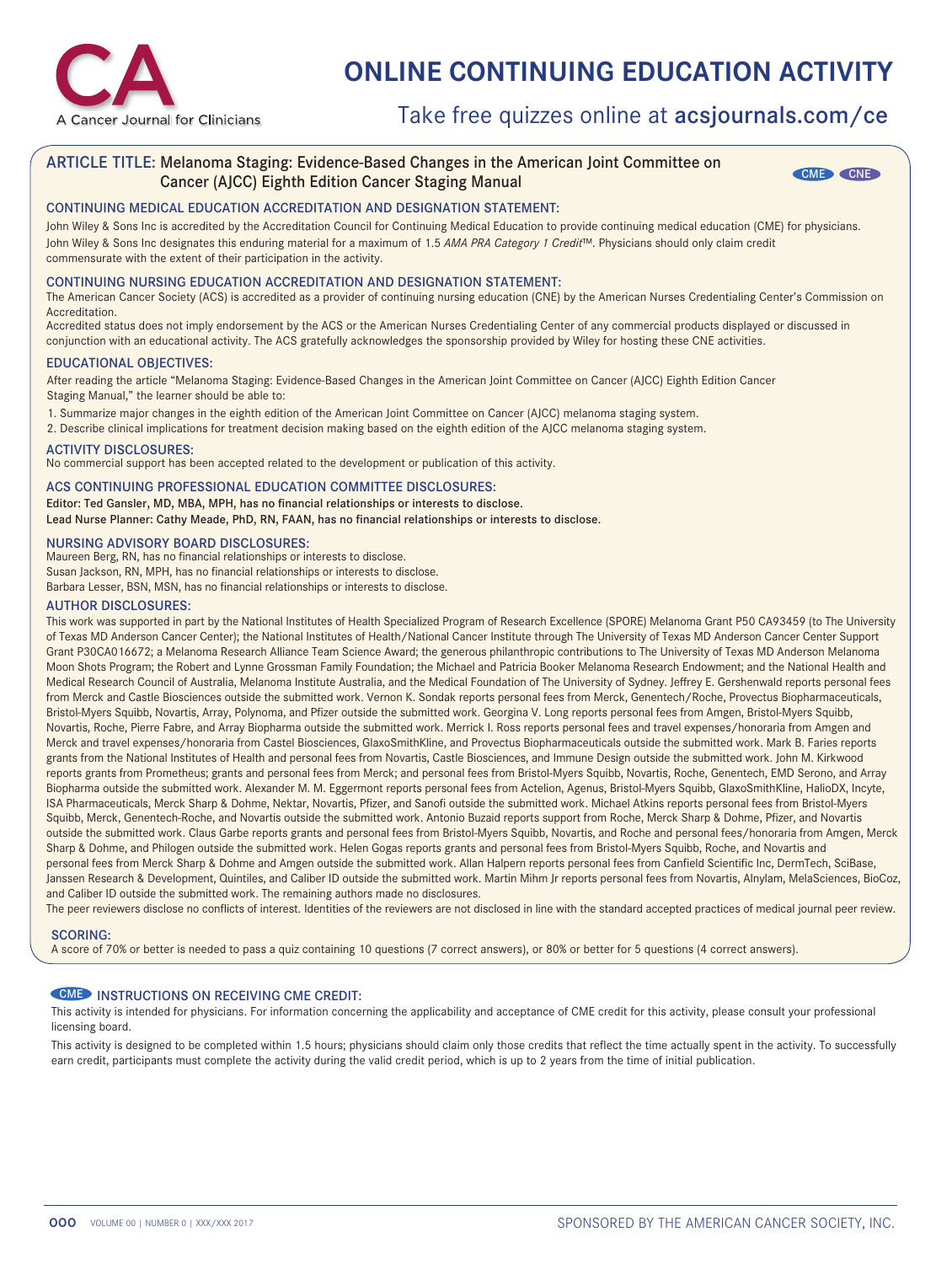# ONLINE CONTINUING EDUCATION ACTIVITY

Take free quizzes online at **acsjournals.com/ce**

## ARTICLE TITLE: Melanoma Staging: Evidence-Based Changes in the American Joint Committee on Cancer (AJCC) Eighth Edition Cancer Staging Manual

CME CNE

### CONTINUING MEDICAL EDUCATION ACCREDITATION AND DESIGNATION STATEMENT:

John Wiley & Sons Inc is accredited by the Accreditation Council for Continuing Medical Education to provide continuing medical education (CME) for physicians. John Wiley & Sons Inc designates this enduring material for a maximum of 1.5 *AMA PRA Category 1 Credit*™. Physicians should only claim credit commensurate with the extent of their participation in the activity.

### CONTINUING NURSING EDUCATION ACCREDITATION AND DESIGNATION STATEMENT:

The American Cancer Society (ACS) is accredited as a provider of continuing nursing education (CNE) by the American Nurses Credentialing Center's Commission on Accreditation.

Accredited status does not imply endorsement by the ACS or the American Nurses Credentialing Center of any commercial products displayed or discussed in conjunction with an educational activity. The ACS gratefully acknowledges the sponsorship provided by Wiley for hosting these CNE activities.

### EDUCATIONAL OBJECTIVES:

After reading the article "Melanoma Staging: Evidence-Based Changes in the American Joint Committee on Cancer (AJCC) Eighth Edition Cancer Staging Manual," the learner should be able to:

1. Summarize major changes in the eighth edition of the American Joint Committee on Cancer (AJCC) melanoma staging system.
2. Describe clinical implications for treatment decision making based on the eighth edition of the AJCC melanoma staging system.

### ACTIVITY DISCLOSURES:

No commercial support has been accepted related to the development or publication of this activity.

### ACS CONTINUING PROFESSIONAL EDUCATION COMMITTEE DISCLOSURES:

**Editor: Ted Gansler, MD, MBA, MPH, has no financial relationships or interests to disclose.**

**Lead Nurse Planner: Cathy Meade, PhD, RN, FAAN, has no financial relationships or interests to disclose.**

### NURSING ADVISORY BOARD DISCLOSURES:

Maureen Berg, RN, has no financial relationships or interests to disclose.

Susan Jackson, RN, MPH, has no financial relationships or interests to disclose.

Barbara Lesser, BSN, MSN, has no financial relationships or interests to disclose.

### AUTHOR DISCLOSURES:

This work was supported in part by the National Institutes of Health Specialized Program of Research Excellence (SPORE) Melanoma Grant P50 CA93459 (to The University of Texas MD Anderson Cancer Center); the National Institutes of Health/National Cancer Institute through The University of Texas MD Anderson Cancer Center Support Grant P30CA016672; a Melanoma Research Alliance Team Science Award; the generous philanthropic contributions to The University of Texas MD Anderson Melanoma Moon Shots Program; the Robert and Lynne Grossman Family Foundation; the Michael and Patricia Booker Melanoma Research Endowment; and the National Health and Medical Research Council of Australia, Melanoma Institute Australia, and the Medical Foundation of The University of Sydney. Jeffrey E. Gershenwald reports personal fees from Merck and Castle Biosciences outside the submitted work. Vernon K. Sondak reports personal fees from Merck, Genentech/Roche, Provectus Biopharmaceuticals, Bristol-Myers Squibb, Novartis, Array, Polynoma, and Pfizer outside the submitted work. Georgina V. Long reports personal fees from Amgen, Bristol-Myers Squibb, Novartis, Roche, Pierre Fabre, and Array Biopharma outside the submitted work. Merrick I. Ross reports personal fees and travel expenses/honoraria from Amgen and Merck and travel expenses/honoraria from Castel Biosciences, GlaxoSmithKline, and Provectus Biopharmaceuticals outside the submitted work. Mark B. Faries reports grants from the National Institutes of Health and personal fees from Novartis, Castle Biosciences, and Immune Design outside the submitted work. John M. Kirkwood reports grants from Prometheus; grants and personal fees from Merck; and personal fees from Bristol-Myers Squibb, Novartis, Roche, Genentech, EMD Serono, and Array Biopharma outside the submitted work. Alexander M. M. Eggermont reports personal fees from Actelion, Agenus, Bristol-Myers Squibb, GlaxoSmithKline, HalioDX, Incyte, ISA Pharmaceuticals, Merck Sharp & Dohme, Nektar, Novartis, Pfizer, and Sanofi outside the submitted work. Michael Atkins reports personal fees from Bristol-Myers Squibb, Merck, Genentech-Roche, and Novartis outside the submitted work. Antonio Buzaid reports support from Roche, Merck Sharp & Dohme, Pfizer, and Novartis outside the submitted work. Claus Garbe reports grants and personal fees from Bristol-Myers Squibb, Novartis, and Roche and personal fees/honoraria from Amgen, Merck Sharp & Dohme, and Philogen outside the submitted work. Helen Gogas reports grants and personal fees from Bristol-Myers Squibb, Roche, and Novartis and personal fees from Merck Sharp & Dohme and Amgen outside the submitted work. Allan Halpern reports personal fees from Canfield Scientific Inc, DermTech, SciBase, Janssen Research & Development, Quintiles, and Caliber ID outside the submitted work. Martin Mihm Jr reports personal fees from Novartis, Alnylam, MelaSciences, BioCoz, and Caliber ID outside the submitted work. The remaining authors made no disclosures.

The peer reviewers disclose no conflicts of interest. Identities of the reviewers are not disclosed in line with the standard accepted practices of medical journal peer review.

### SCORING:

A score of 70% or better is needed to pass a quiz containing 10 questions (7 correct answers), or 80% or better for 5 questions (4 correct answers).

### CME INSTRUCTIONS ON RECEIVING CME CREDIT:

This activity is intended for physicians. For information concerning the applicability and acceptance of CME credit for this activity, please consult your professional licensing board.

This activity is designed to be completed within 1.5 hours; physicians should claim only those credits that reflect the time actually spent in the activity. To successfully earn credit, participants must complete the activity during the valid credit period, which is up to 2 years from the time of initial publication.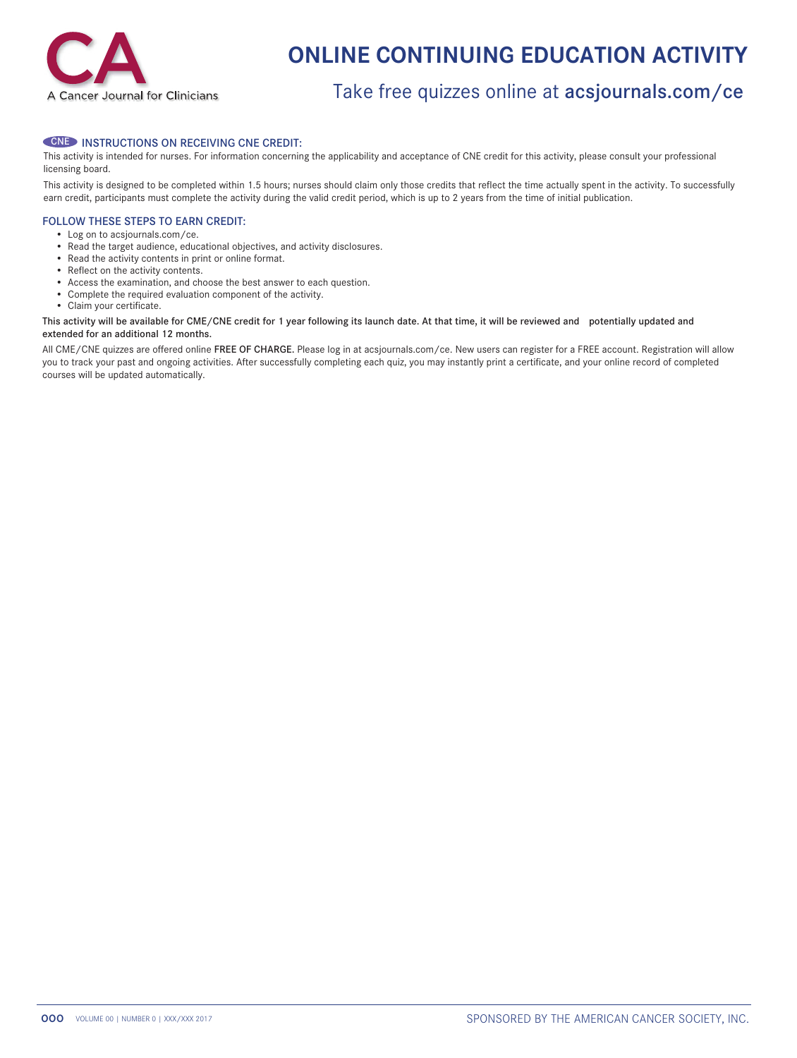# ONLINE CONTINUING EDUCATION ACTIVITY

## Take free quizzes online at **acsjournals.com/ce**

### CNE INSTRUCTIONS ON RECEIVING CNE CREDIT:

This activity is intended for nurses. For information concerning the applicability and acceptance of CNE credit for this activity, please consult your professional licensing board.

This activity is designed to be completed within 1.5 hours; nurses should claim only those credits that reflect the time actually spent in the activity. To successfully earn credit, participants must complete the activity during the valid credit period, which is up to 2 years from the time of initial publication.

### FOLLOW THESE STEPS TO EARN CREDIT:

- Log on to acsjournals.com/ce.
- Read the target audience, educational objectives, and activity disclosures.
- Read the activity contents in print or online format.
- Reflect on the activity contents.
- Access the examination, and choose the best answer to each question.
- Complete the required evaluation component of the activity.
- Claim your certificate.

**This activity will be available for CME/CNE credit for 1 year following its launch date. At that time, it will be reviewed and potentially updated and extended for an additional 12 months.**

All CME/CNE quizzes are offered online **FREE OF CHARGE.** Please log in at acsjournals.com/ce. New users can register for a FREE account. Registration will allow you to track your past and ongoing activities. After successfully completing each quiz, you may instantly print a certificate, and your online record of completed courses will be updated automatically.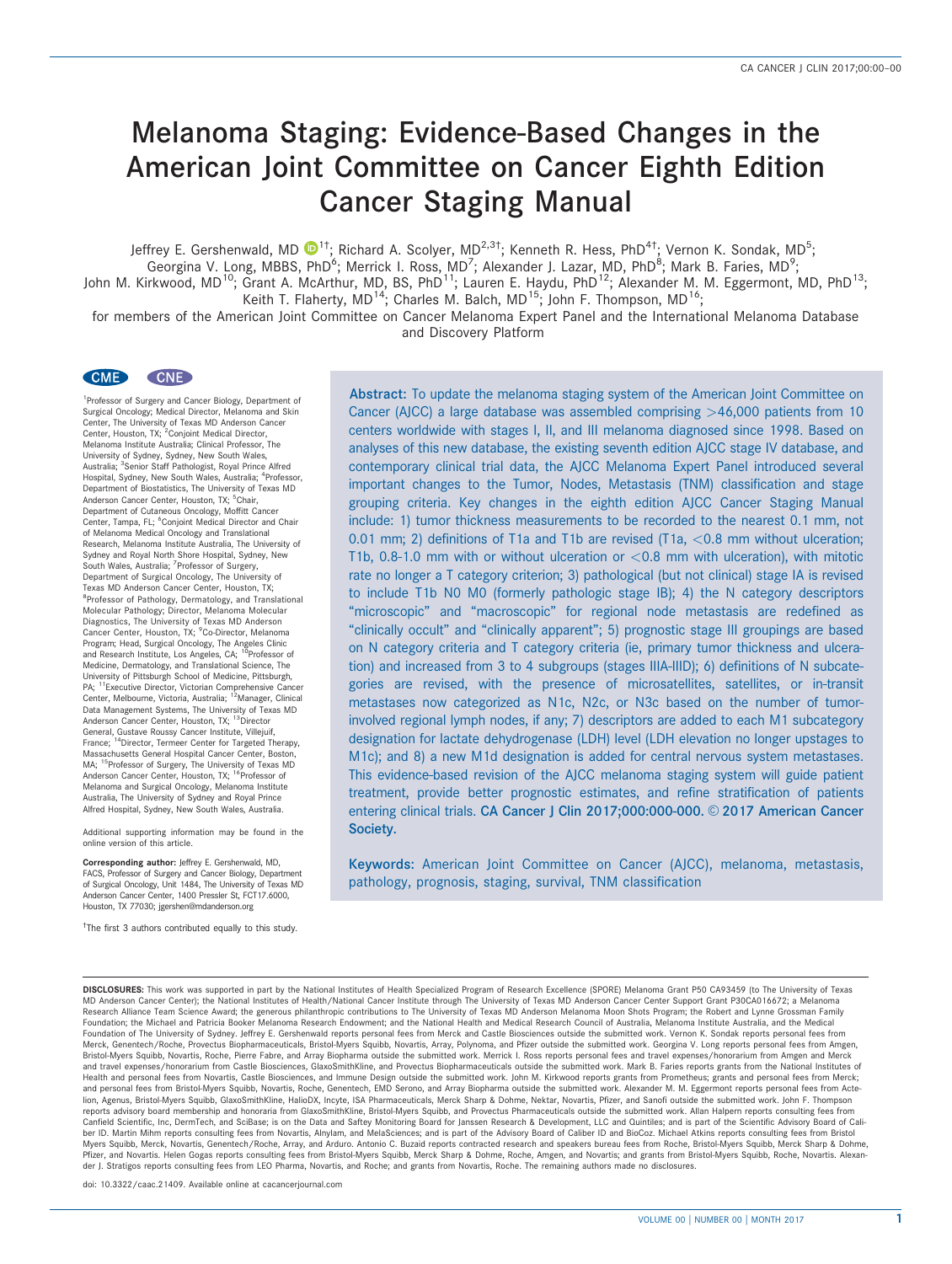# Melanoma Staging: Evidence-Based Changes in the American Joint Committee on Cancer Eighth Edition Cancer Staging Manual

Jeffrey E. Gershenwald, MD[1†]; Richard A. Scolyer, MD[2,3†]; Kenneth R. Hess, PhD[4†]; Vernon K. Sondak, MD[5]; Georgina V. Long, MBBS, PhD[6]; Merrick I. Ross, MD[7]; Alexander J. Lazar, MD, PhD[8]; Mark B. Faries, MD[9]; John M. Kirkwood, MD[10]; Grant A. McArthur, MD, BS, PhD[11]; Lauren E. Haydu, PhD[12]; Alexander M. M. Eggermont, MD, PhD[13]; Keith T. Flaherty, MD[14]; Charles M. Balch, MD[15]; John F. Thompson, MD[16]; for members of the American Joint Committee on Cancer Melanoma Expert Panel and the International Melanoma Database and Discovery Platform

CME CNE

[1]Professor of Surgery and Cancer Biology, Department of Surgical Oncology; Medical Director, Melanoma and Skin Center, The University of Texas MD Anderson Cancer Center, Houston, TX; [2]Conjoint Medical Director, Melanoma Institute Australia; Clinical Professor, The University of Sydney, Sydney, New South Wales, Australia; [3]Senior Staff Pathologist, Royal Prince Alfred Hospital, Sydney, New South Wales, Australia; [4]Professor, Department of Biostatistics, The University of Texas MD Anderson Cancer Center, Houston, TX; [5]Chair, Department of Cutaneous Oncology, Moffitt Cancer Center, Tampa, FL; [6]Conjoint Medical Director and Chair of Melanoma Medical Oncology and Translational Research, Melanoma Institute Australia, The University of Sydney and Royal North Shore Hospital, Sydney, New South Wales, Australia; [7]Professor of Surgery, Department of Surgical Oncology, The University of Texas MD Anderson Cancer Center, Houston, TX; [8]Professor of Pathology, Dermatology, and Translational Molecular Pathology; Director, Melanoma Molecular Diagnostics, The University of Texas MD Anderson Cancer Center, Houston, TX; [9]Co-Director, Melanoma Program; Head, Surgical Oncology, The Angeles Clinic and Research Institute, Los Angeles, CA; [10]Professor of Medicine, Dermatology, and Translational Science, The University of Pittsburgh School of Medicine, Pittsburgh, PA; [11]Executive Director, Victorian Comprehensive Cancer Center, Melbourne, Victoria, Australia; [12]Manager, Clinical Data Management Systems, The University of Texas MD Anderson Cancer Center, Houston, TX; [13]Director General, Gustave Roussy Cancer Institute, Villejuif, France; [14]Director, Termeer Center for Targeted Therapy, Massachusetts General Hospital Cancer Center, Boston, MA; [15]Professor of Surgery, The University of Texas MD Anderson Cancer Center, Houston, TX; [16]Professor of Melanoma and Surgical Oncology, Melanoma Institute Australia, The University of Sydney and Royal Prince Alfred Hospital, Sydney, New South Wales, Australia.

Additional supporting information may be found in the online version of this article.

**Corresponding author:** Jeffrey E. Gershenwald, MD, FACS, Professor of Surgery and Cancer Biology, Department of Surgical Oncology, Unit 1484, The University of Texas MD Anderson Cancer Center, 1400 Pressler St, FCT17.6000, Houston, TX 77030; jgershen@mdanderson.org

†The first 3 authors contributed equally to this study.

**Abstract:** To update the melanoma staging system of the American Joint Committee on Cancer (AJCC) a large database was assembled comprising >46,000 patients from 10 centers worldwide with stages I, II, and III melanoma diagnosed since 1998. Based on analyses of this new database, the existing seventh edition AJCC stage IV database, and contemporary clinical trial data, the AJCC Melanoma Expert Panel introduced several important changes to the Tumor, Nodes, Metastasis (TNM) classification and stage grouping criteria. Key changes in the eighth edition AJCC Cancer Staging Manual include: 1) tumor thickness measurements to be recorded to the nearest 0.1 mm, not 0.01 mm; 2) definitions of T1a and T1b are revised (T1a, <0.8 mm without ulceration; T1b, 0.8-1.0 mm with or without ulceration or <0.8 mm with ulceration), with mitotic rate no longer a T category criterion; 3) pathological (but not clinical) stage IA is revised to include T1b N0 M0 (formerly pathologic stage IB); 4) the N category descriptors "microscopic" and "macroscopic" for regional node metastasis are redefined as "clinically occult" and "clinically apparent"; 5) prognostic stage III groupings are based on N category criteria and T category criteria (ie, primary tumor thickness and ulceration) and increased from 3 to 4 subgroups (stages IIIA-IIID); 6) definitions of N subcategories are revised, with the presence of microsatellites, satellites, or in-transit metastases now categorized as N1c, N2c, or N3c based on the number of tumor-involved regional lymph nodes, if any; 7) descriptors are added to each M1 subcategory designation for lactate dehydrogenase (LDH) level (LDH elevation no longer upstages to M1c); and 8) a new M1d designation is added for central nervous system metastases. This evidence-based revision of the AJCC melanoma staging system will guide patient treatment, provide better prognostic estimates, and refine stratification of patients entering clinical trials. CA Cancer J Clin 2017;000:000-000. © 2017 American Cancer Society.

**Keywords:** American Joint Committee on Cancer (AJCC), melanoma, metastasis, pathology, prognosis, staging, survival, TNM classification

DISCLOSURES: This work was supported in part by the National Institutes of Health Specialized Program of Research Excellence (SPORE) Melanoma Grant P50 CA93459 (to The University of Texas MD Anderson Cancer Center); the National Institutes of Health/National Cancer Institute through The University of Texas MD Anderson Cancer Center Support Grant P30CA016672; a Melanoma Research Alliance Team Science Award; the generous philanthropic contributions to The University of Texas MD Anderson Melanoma Moon Shots Program; the Robert and Lynne Grossman Family Foundation; the Michael and Patricia Booker Melanoma Research Endowment; and the National Health and Medical Research Council of Australia, Melanoma Institute Australia, and the Medical Foundation of The University of Sydney. Jeffrey E. Gershenwald reports personal fees from Merck and Castle Biosciences outside the submitted work. Vernon K. Sondak reports personal fees from Merck, Genentech/Roche, Provectus Biopharmaceuticals, Bristol-Myers Squibb, Novartis, Array, Polynoma, and Pfizer outside the submitted work. Georgina V. Long reports personal fees from Amgen, Bristol-Myers Squibb, Novartis, Roche, Pierre Fabre, and Array Biopharma outside the submitted work. Merrick I. Ross reports personal fees and travel expenses/honorarium from Amgen and Merck and travel expenses/honorarium from Castle Biosciences, GlaxoSmithKline, and Provectus Biopharmaceuticals outside the submitted work. Mark B. Faries reports grants from the National Institutes of Health and personal fees from Novartis, Castle Biosciences, and Immune Design outside the submitted work. John M. Kirkwood reports grants from Prometheus; grants and personal fees from Merck; and personal fees from Bristol-Myers Squibb, Novartis, Roche, Genentech, EMD Serono, and Array Biopharma outside the submitted work. Alexander M. M. Eggermont reports personal fees from Actelion, Agenus, Bristol-Myers Squibb, GlaxoSmithKline, HalioDX, Incyte, ISA Pharmaceuticals, Merck Sharp & Dohme, Nektar, Novartis, Pfizer, and Sanofi outside the submitted work. John F. Thompson reports advisory board membership and honoraria from GlaxoSmithKline, Bristol-Myers Squibb, and Provectus Pharmaceuticals outside the submitted work. Allan Halpern reports consulting fees from Canfield Scientific, Inc, DermTech, and SciBase; is on the Data and Saftey Monitoring Board for Janssen Research & Development, LLC and Quintiles; and is part of the Scientific Advisory Board of Caliber ID. Martin Mihm reports consulting fees from Novartis, Alnylam, and MelaSciences; and is part of the Advisory Board of Caliber ID and BioCoz. Michael Atkins reports consulting fees from Bristol Myers Squibb, Merck, Novartis, Genentech/Roche, Array, and Arduro. Antonio C. Buzaid reports contracted research and speakers bureau fees from Roche, Bristol-Myers Squibb, Merck Sharp & Dohme, Pfizer, and Novartis. Helen Gogas reports consulting fees from Bristol-Myers Squibb, Merck Sharp & Dohme, Roche, Amgen, and Novartis; and grants from Bristol-Myers Squibb, Roche, Novartis. Alexander J. Stratigos reports consulting fees from LEO Pharma, Novartis, and Roche; and grants from Novartis, Roche. The remaining authors made no disclosures.

doi: 10.3322/caac.21409. Available online at cacancerjournal.com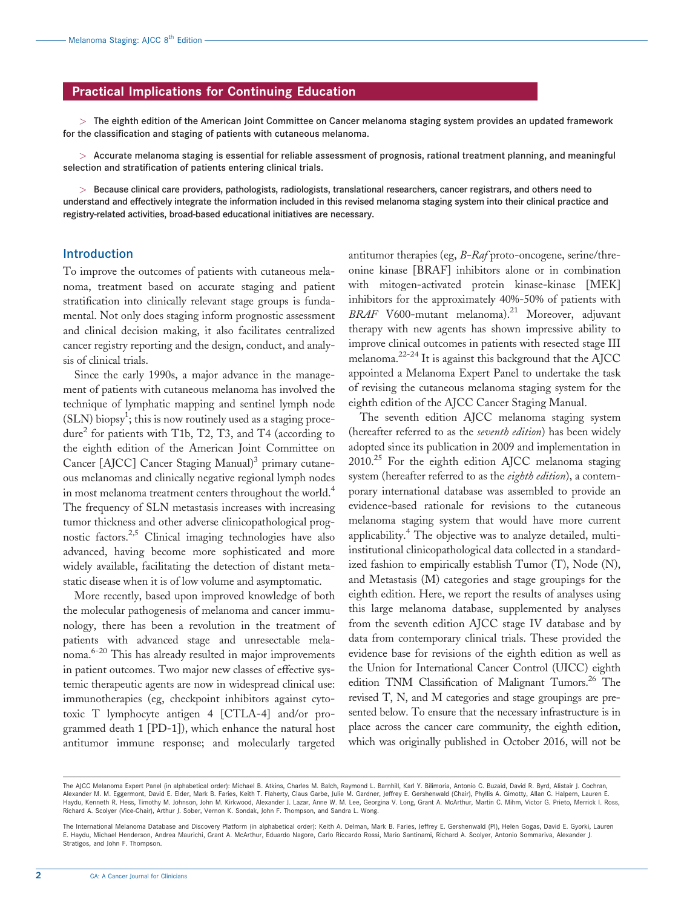## Practical Implications for Continuing Education

> The eighth edition of the American Joint Committee on Cancer melanoma staging system provides an updated framework for the classification and staging of patients with cutaneous melanoma.

> Accurate melanoma staging is essential for reliable assessment of prognosis, rational treatment planning, and meaningful selection and stratification of patients entering clinical trials.

> Because clinical care providers, pathologists, radiologists, translational researchers, cancer registrars, and others need to understand and effectively integrate the information included in this revised melanoma staging system into their clinical practice and registry-related activities, broad-based educational initiatives are necessary.

## Introduction

To improve the outcomes of patients with cutaneous melanoma, treatment based on accurate staging and patient stratification into clinically relevant stage groups is fundamental. Not only does staging inform prognostic assessment and clinical decision making, it also facilitates centralized cancer registry reporting and the design, conduct, and analysis of clinical trials.

Since the early 1990s, a major advance in the management of patients with cutaneous melanoma has involved the technique of lymphatic mapping and sentinel lymph node (SLN) biopsy[1]; this is now routinely used as a staging procedure[2] for patients with T1b, T2, T3, and T4 (according to the eighth edition of the American Joint Committee on Cancer [AJCC] Cancer Staging Manual)[3] primary cutaneous melanomas and clinically negative regional lymph nodes in most melanoma treatment centers throughout the world.[4] The frequency of SLN metastasis increases with increasing tumor thickness and other adverse clinicopathological prognostic factors.[2,5] Clinical imaging technologies have also advanced, having become more sophisticated and more widely available, facilitating the detection of distant metastatic disease when it is of low volume and asymptomatic.

More recently, based upon improved knowledge of both the molecular pathogenesis of melanoma and cancer immunology, there has been a revolution in the treatment of patients with advanced stage and unresectable melanoma.[6-20] This has already resulted in major improvements in patient outcomes. Two major new classes of effective systemic therapeutic agents are now in widespread clinical use: immunotherapies (eg, checkpoint inhibitors against cytotoxic T lymphocyte antigen 4 [CTLA-4] and/or programmed death 1 [PD-1]), which enhance the natural host antitumor immune response; and molecularly targeted antitumor therapies (eg, *B-Raf* proto-oncogene, serine/threonine kinase [BRAF] inhibitors alone or in combination with mitogen-activated protein kinase-kinase [MEK] inhibitors for the approximately 40%-50% of patients with *BRAF* V600-mutant melanoma).[21] Moreover, adjuvant therapy with new agents has shown impressive ability to improve clinical outcomes in patients with resected stage III melanoma.[22-24] It is against this background that the AJCC appointed a Melanoma Expert Panel to undertake the task of revising the cutaneous melanoma staging system for the eighth edition of the AJCC Cancer Staging Manual.

The seventh edition AJCC melanoma staging system (hereafter referred to as the *seventh edition*) has been widely adopted since its publication in 2009 and implementation in 2010.[25] For the eighth edition AJCC melanoma staging system (hereafter referred to as the *eighth edition*), a contemporary international database was assembled to provide an evidence-based rationale for revisions to the cutaneous melanoma staging system that would have more current applicability.[4] The objective was to analyze detailed, multi-institutional clinicopathological data collected in a standardized fashion to empirically establish Tumor (T), Node (N), and Metastasis (M) categories and stage groupings for the eighth edition. Here, we report the results of analyses using this large melanoma database, supplemented by analyses from the seventh edition AJCC stage IV database and by data from contemporary clinical trials. These provided the evidence base for revisions of the eighth edition as well as the Union for International Cancer Control (UICC) eighth edition TNM Classification of Malignant Tumors.[26] The revised T, N, and M categories and stage groupings are presented below. To ensure that the necessary infrastructure is in place across the cancer care community, the eighth edition, which was originally published in October 2016, will not be

The AJCC Melanoma Expert Panel (in alphabetical order): Michael B. Atkins, Charles M. Balch, Raymond L. Barnhill, Karl Y. Bilimoria, Antonio C. Buzaid, David R. Byrd, Alistair J. Cochran, Alexander M. M. Eggermont, David E. Elder, Mark B. Faries, Keith T. Flaherty, Claus Garbe, Julie M. Gardner, Jeffrey E. Gershenwald (Chair), Phyllis A. Gimotty, Allan C. Halpern, Lauren E. Haydu, Kenneth R. Hess, Timothy M. Johnson, John M. Kirkwood, Alexander J. Lazar, Anne W. M. Lee, Georgina V. Long, Grant A. McArthur, Martin C. Mihm, Victor G. Prieto, Merrick I. Ross, Richard A. Scolyer (Vice-Chair), Arthur J. Sober, Vernon K. Sondak, John F. Thompson, and Sandra L. Wong.

The International Melanoma Database and Discovery Platform (in alphabetical order): Keith A. Delman, Mark B. Faries, Jeffrey E. Gershenwald (PI), Helen Gogas, David E. Gyorki, Lauren E. Haydu, Michael Henderson, Andrea Maurichi, Grant A. McArthur, Eduardo Nagore, Carlo Riccardo Rossi, Mario Santinami, Richard A. Scolyer, Antonio Sommariva, Alexander J. Stratigos, and John F. Thompson.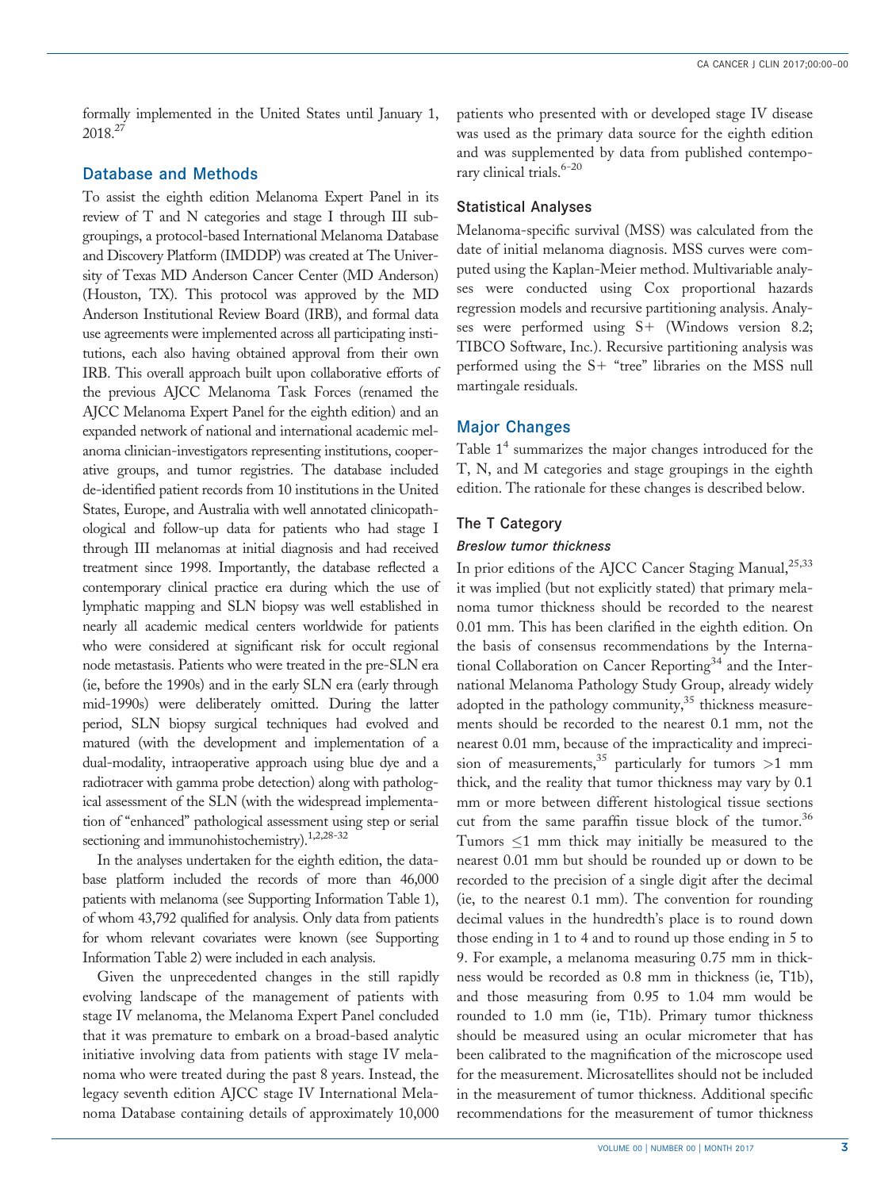formally implemented in the United States until January 1, 2018.[27]

## Database and Methods

To assist the eighth edition Melanoma Expert Panel in its review of T and N categories and stage I through III subgroupings, a protocol-based International Melanoma Database and Discovery Platform (IMDDP) was created at The University of Texas MD Anderson Cancer Center (MD Anderson) (Houston, TX). This protocol was approved by the MD Anderson Institutional Review Board (IRB), and formal data use agreements were implemented across all participating institutions, each also having obtained approval from their own IRB. This overall approach built upon collaborative efforts of the previous AJCC Melanoma Task Forces (renamed the AJCC Melanoma Expert Panel for the eighth edition) and an expanded network of national and international academic melanoma clinician-investigators representing institutions, cooperative groups, and tumor registries. The database included de-identified patient records from 10 institutions in the United States, Europe, and Australia with well annotated clinicopathological and follow-up data for patients who had stage I through III melanomas at initial diagnosis and had received treatment since 1998. Importantly, the database reflected a contemporary clinical practice era during which the use of lymphatic mapping and SLN biopsy was well established in nearly all academic medical centers worldwide for patients who were considered at significant risk for occult regional node metastasis. Patients who were treated in the pre-SLN era (ie, before the 1990s) and in the early SLN era (early through mid-1990s) were deliberately omitted. During the latter period, SLN biopsy surgical techniques had evolved and matured (with the development and implementation of a dual-modality, intraoperative approach using blue dye and a radiotracer with gamma probe detection) along with pathological assessment of the SLN (with the widespread implementation of "enhanced" pathological assessment using step or serial sectioning and immunohistochemistry).[1,2,28-32]

In the analyses undertaken for the eighth edition, the database platform included the records of more than 46,000 patients with melanoma (see Supporting Information Table 1), of whom 43,792 qualified for analysis. Only data from patients for whom relevant covariates were known (see Supporting Information Table 2) were included in each analysis.

Given the unprecedented changes in the still rapidly evolving landscape of the management of patients with stage IV melanoma, the Melanoma Expert Panel concluded that it was premature to embark on a broad-based analytic initiative involving data from patients with stage IV melanoma who were treated during the past 8 years. Instead, the legacy seventh edition AJCC stage IV International Melanoma Database containing details of approximately 10,000 patients who presented with or developed stage IV disease was used as the primary data source for the eighth edition and was supplemented by data from published contemporary clinical trials.[6-20]

### Statistical Analyses

Melanoma-specific survival (MSS) was calculated from the date of initial melanoma diagnosis. MSS curves were computed using the Kaplan-Meier method. Multivariable analyses were conducted using Cox proportional hazards regression models and recursive partitioning analysis. Analyses were performed using S+ (Windows version 8.2; TIBCO Software, Inc.). Recursive partitioning analysis was performed using the S+ "tree" libraries on the MSS null martingale residuals.

## Major Changes

Table 1[4] summarizes the major changes introduced for the T, N, and M categories and stage groupings in the eighth edition. The rationale for these changes is described below.

### The T Category

#### *Breslow tumor thickness*

In prior editions of the AJCC Cancer Staging Manual,[25,33] it was implied (but not explicitly stated) that primary melanoma tumor thickness should be recorded to the nearest 0.01 mm. This has been clarified in the eighth edition. On the basis of consensus recommendations by the International Collaboration on Cancer Reporting[34] and the International Melanoma Pathology Study Group, already widely adopted in the pathology community,[35] thickness measurements should be recorded to the nearest 0.1 mm, not the nearest 0.01 mm, because of the impracticality and imprecision of measurements,[35] particularly for tumors >1 mm thick, and the reality that tumor thickness may vary by 0.1 mm or more between different histological tissue sections cut from the same paraffin tissue block of the tumor.[36] Tumors ≤1 mm thick may initially be measured to the nearest 0.01 mm but should be rounded up or down to be recorded to the precision of a single digit after the decimal (ie, to the nearest 0.1 mm). The convention for rounding decimal values in the hundredth's place is to round down those ending in 1 to 4 and to round up those ending in 5 to 9. For example, a melanoma measuring 0.75 mm in thickness would be recorded as 0.8 mm in thickness (ie, T1b), and those measuring from 0.95 to 1.04 mm would be rounded to 1.0 mm (ie, T1b). Primary tumor thickness should be measured using an ocular micrometer that has been calibrated to the magnification of the microscope used for the measurement. Microsatellites should not be included in the measurement of tumor thickness. Additional specific recommendations for the measurement of tumor thickness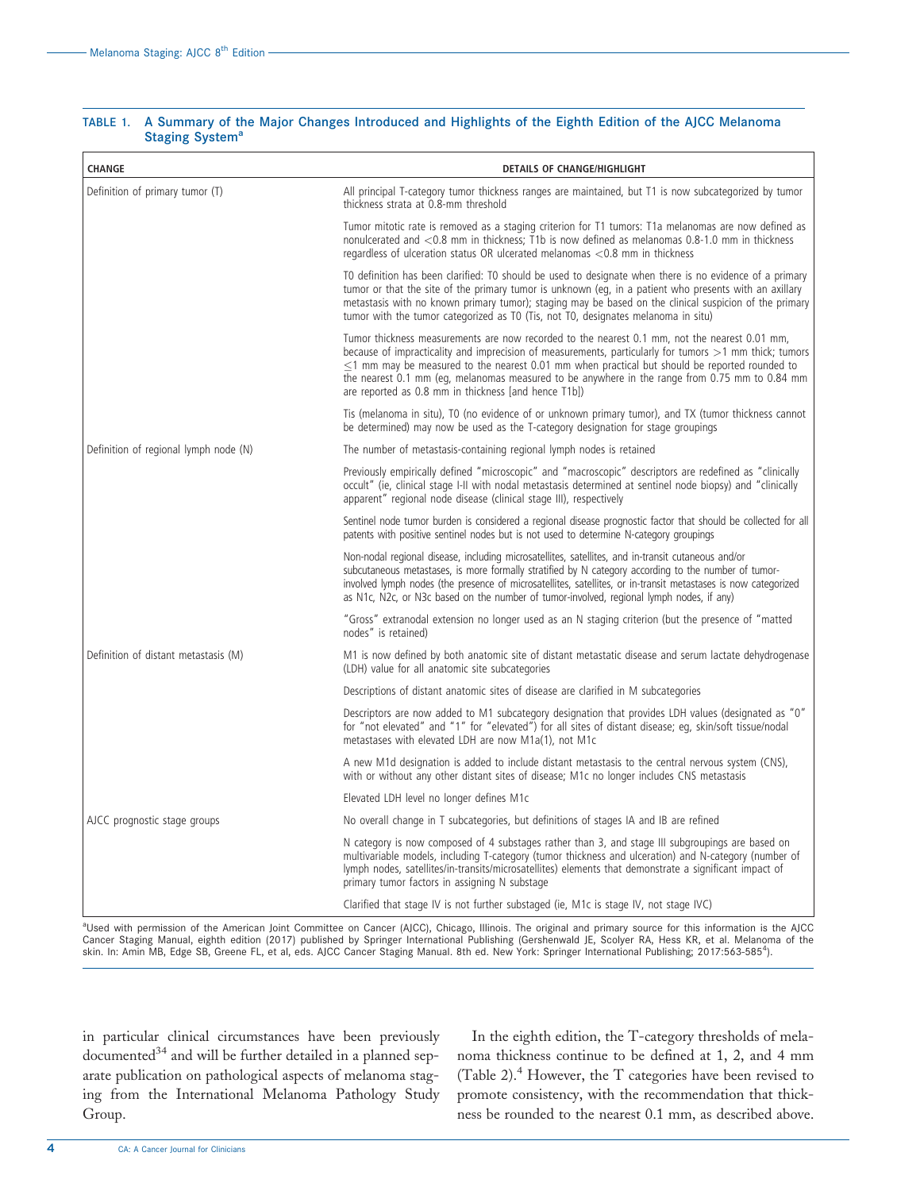**TABLE 1. A Summary of the Major Changes Introduced and Highlights of the Eighth Edition of the AJCC Melanoma Staging System[a]**

| CHANGE | DETAILS OF CHANGE/HIGHLIGHT |
|---|---|
| Definition of primary tumor (T) | All principal T-category tumor thickness ranges are maintained, but T1 is now subcategorized by tumor thickness strata at 0.8-mm threshold |
| | Tumor mitotic rate is removed as a staging criterion for T1 tumors: T1a melanomas are now defined as nonulcerated and <0.8 mm in thickness; T1b is now defined as melanomas 0.8-1.0 mm in thickness regardless of ulceration status OR ulcerated melanomas <0.8 mm in thickness |
| | T0 definition has been clarified: T0 should be used to designate when there is no evidence of a primary tumor or that the site of the primary tumor is unknown (eg, in a patient who presents with an axillary metastasis with no known primary tumor); staging may be based on the clinical suspicion of the primary tumor with the tumor categorized as T0 (Tis, not T0, designates melanoma in situ) |
| | Tumor thickness measurements are now recorded to the nearest 0.1 mm, not the nearest 0.01 mm, because of impracticality and imprecision of measurements, particularly for tumors >1 mm thick; tumors ≤1 mm may be measured to the nearest 0.01 mm when practical but should be reported rounded to the nearest 0.1 mm (eg, melanomas measured to be anywhere in the range from 0.75 mm to 0.84 mm are reported as 0.8 mm in thickness [and hence T1b]) |
| | Tis (melanoma in situ), T0 (no evidence of or unknown primary tumor), and TX (tumor thickness cannot be determined) may now be used as the T-category designation for stage groupings |
| Definition of regional lymph node (N) | The number of metastasis-containing regional lymph nodes is retained |
| | Previously empirically defined "microscopic" and "macroscopic" descriptors are redefined as "clinically occult" (ie, clinical stage I-II with nodal metastasis determined at sentinel node biopsy) and "clinically apparent" regional node disease (clinical stage III), respectively |
| | Sentinel node tumor burden is considered a regional disease prognostic factor that should be collected for all patients with positive sentinel nodes but is not used to determine N-category groupings |
| | Non-nodal regional disease, including microsatellites, satellites, and in-transit cutaneous and/or subcutaneous metastases, is more formally stratified by N category according to the number of tumor-involved lymph nodes (the presence of microsatellites, satellites, or in-transit metastases is now categorized as N1c, N2c, or N3c based on the number of tumor-involved, regional lymph nodes, if any) |
| | "Gross" extranodal extension no longer used as an N staging criterion (but the presence of "matted nodes" is retained) |
| Definition of distant metastasis (M) | M1 is now defined by both anatomic site of distant metastatic disease and serum lactate dehydrogenase (LDH) value for all anatomic site subcategories |
| | Descriptions of distant anatomic sites of disease are clarified in M subcategories |
| | Descriptors are now added to M1 subcategory designation that provides LDH values (designated as "0" for "not elevated" and "1" for "elevated") for all sites of distant disease; eg, skin/soft tissue/nodal metastases with elevated LDH are now M1a(1), not M1c |
| | A new M1d designation is added to include distant metastasis to the central nervous system (CNS), with or without any other distant sites of disease; M1c no longer includes CNS metastasis |
| | Elevated LDH level no longer defines M1c |
| AJCC prognostic stage groups | No overall change in T subcategories, but definitions of stages IA and IB are refined |
| | N category is now composed of 4 substages rather than 3, and stage III subgroupings are based on multivariable models, including T-category (tumor thickness and ulceration) and N-category (number of lymph nodes, satellites/in-transits/microsatellites) elements that demonstrate a significant impact of primary tumor factors in assigning N substage |
| | Clarified that stage IV is not further substaged (ie, M1c is stage IV, not stage IVC) |

[a]Used with permission of the American Joint Committee on Cancer (AJCC), Chicago, Illinois. The original and primary source for this information is the AJCC Cancer Staging Manual, eighth edition (2017) published by Springer International Publishing (Gershenwald JE, Scolyer RA, Hess KR, et al. Melanoma of the skin. In: Amin MB, Edge SB, Greene FL, et al, eds. AJCC Cancer Staging Manual. 8th ed. New York: Springer International Publishing; 2017:563-585[4]).

in particular clinical circumstances have been previously documented[34] and will be further detailed in a planned separate publication on pathological aspects of melanoma staging from the International Melanoma Pathology Study Group.

In the eighth edition, the T-category thresholds of melanoma thickness continue to be defined at 1, 2, and 4 mm (Table 2).[4] However, the T categories have been revised to promote consistency, with the recommendation that thickness be rounded to the nearest 0.1 mm, as described above.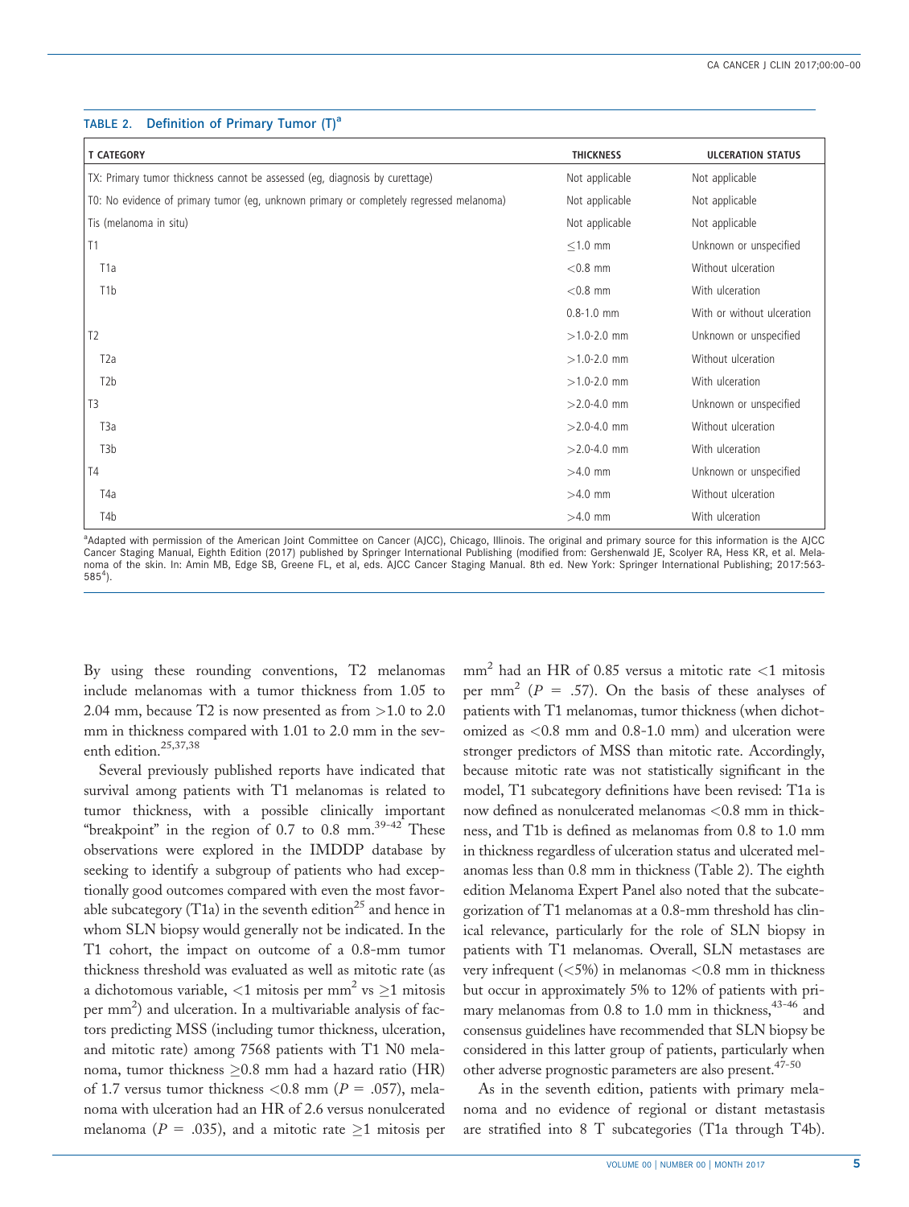TABLE 2. Definition of Primary Tumor (T)[a]

| T CATEGORY | THICKNESS | ULCERATION STATUS |
|---|---|---|
| TX: Primary tumor thickness cannot be assessed (eg, diagnosis by curettage) | Not applicable | Not applicable |
| T0: No evidence of primary tumor (eg, unknown primary or completely regressed melanoma) | Not applicable | Not applicable |
| Tis (melanoma in situ) | Not applicable | Not applicable |
| T1 | ≤1.0 mm | Unknown or unspecified |
| T1a | <0.8 mm | Without ulceration |
| T1b | <0.8 mm | With ulceration |
| | 0.8-1.0 mm | With or without ulceration |
| T2 | >1.0-2.0 mm | Unknown or unspecified |
| T2a | >1.0-2.0 mm | Without ulceration |
| T2b | >1.0-2.0 mm | With ulceration |
| T3 | >2.0-4.0 mm | Unknown or unspecified |
| T3a | >2.0-4.0 mm | Without ulceration |
| T3b | >2.0-4.0 mm | With ulceration |
| T4 | >4.0 mm | Unknown or unspecified |
| T4a | >4.0 mm | Without ulceration |
| T4b | >4.0 mm | With ulceration |

[a]Adapted with permission of the American Joint Committee on Cancer (AJCC), Chicago, Illinois. The original and primary source for this information is the AJCC Cancer Staging Manual, Eighth Edition (2017) published by Springer International Publishing (modified from: Gershenwald JE, Scolyer RA, Hess KR, et al. Melanoma of the skin. In: Amin MB, Edge SB, Greene FL, et al, eds. AJCC Cancer Staging Manual. 8th ed. New York: Springer International Publishing; 2017:563-585[4]).

By using these rounding conventions, T2 melanomas include melanomas with a tumor thickness from 1.05 to 2.04 mm, because T2 is now presented as from >1.0 to 2.0 mm in thickness compared with 1.01 to 2.0 mm in the seventh edition.[25,37,38]

Several previously published reports have indicated that survival among patients with T1 melanomas is related to tumor thickness, with a possible clinically important "breakpoint" in the region of 0.7 to 0.8 mm.[39-42] These observations were explored in the IMDDP database by seeking to identify a subgroup of patients who had exceptionally good outcomes compared with even the most favorable subcategory (T1a) in the seventh edition[25] and hence in whom SLN biopsy would generally not be indicated. In the T1 cohort, the impact on outcome of a 0.8-mm tumor thickness threshold was evaluated as well as mitotic rate (as a dichotomous variable, <1 mitosis per mm$^2$ vs ≥1 mitosis per mm$^2$) and ulceration. In a multivariable analysis of factors predicting MSS (including tumor thickness, ulceration, and mitotic rate) among 7568 patients with T1 N0 melanoma, tumor thickness ≥0.8 mm had a hazard ratio (HR) of 1.7 versus tumor thickness <0.8 mm ($P$ = .057), melanoma with ulceration had an HR of 2.6 versus nonulcerated melanoma ($P$ = .035), and a mitotic rate ≥1 mitosis per mm$^2$ had an HR of 0.85 versus a mitotic rate <1 mitosis per mm$^2$ ($P$ = .57). On the basis of these analyses of patients with T1 melanomas, tumor thickness (when dichotomized as <0.8 mm and 0.8-1.0 mm) and ulceration were stronger predictors of MSS than mitotic rate. Accordingly, because mitotic rate was not statistically significant in the model, T1 subcategory definitions have been revised: T1a is now defined as nonulcerated melanomas <0.8 mm in thickness, and T1b is defined as melanomas from 0.8 to 1.0 mm in thickness regardless of ulceration status and ulcerated melanomas less than 0.8 mm in thickness (Table 2). The eighth edition Melanoma Expert Panel also noted that the subcategorization of T1 melanomas at a 0.8-mm threshold has clinical relevance, particularly for the role of SLN biopsy in patients with T1 melanomas. Overall, SLN metastases are very infrequent (<5%) in melanomas <0.8 mm in thickness but occur in approximately 5% to 12% of patients with primary melanomas from 0.8 to 1.0 mm in thickness,[43-46] and consensus guidelines have recommended that SLN biopsy be considered in this latter group of patients, particularly when other adverse prognostic parameters are also present.[47-50]

As in the seventh edition, patients with primary melanoma and no evidence of regional or distant metastasis are stratified into 8 T subcategories (T1a through T4b).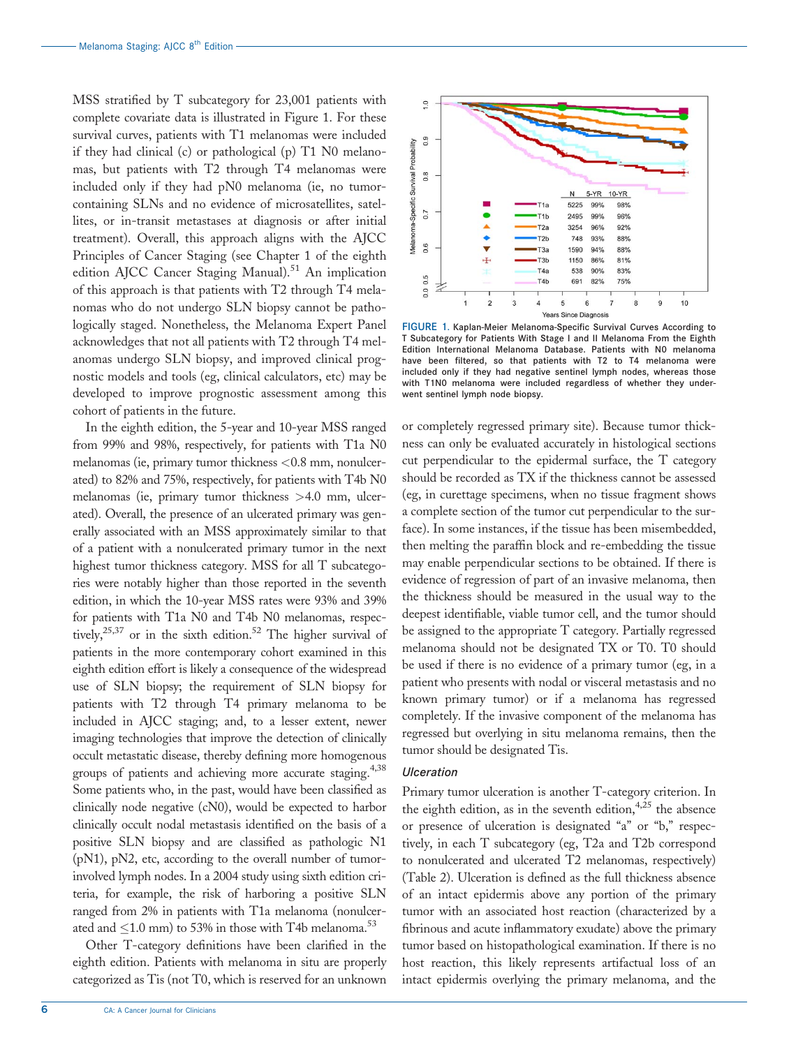MSS stratified by T subcategory for 23,001 patients with complete covariate data is illustrated in Figure 1. For these survival curves, patients with T1 melanomas were included if they had clinical (c) or pathological (p) T1 N0 melanomas, but patients with T2 through T4 melanomas were included only if they had pN0 melanoma (ie, no tumor-containing SLNs and no evidence of microsatellites, satellites, or in-transit metastases at diagnosis or after initial treatment). Overall, this approach aligns with the AJCC Principles of Cancer Staging (see Chapter 1 of the eighth edition AJCC Cancer Staging Manual).[51] An implication of this approach is that patients with T2 through T4 melanomas who do not undergo SLN biopsy cannot be pathologically staged. Nonetheless, the Melanoma Expert Panel acknowledges that not all patients with T2 through T4 melanomas undergo SLN biopsy, and improved clinical prognostic models and tools (eg, clinical calculators, etc) may be developed to improve prognostic assessment among this cohort of patients in the future.

In the eighth edition, the 5-year and 10-year MSS ranged from 99% and 98%, respectively, for patients with T1a N0 melanomas (ie, primary tumor thickness <0.8 mm, nonulcerated) to 82% and 75%, respectively, for patients with T4b N0 melanomas (ie, primary tumor thickness >4.0 mm, ulcerated). Overall, the presence of an ulcerated primary was generally associated with an MSS approximately similar to that of a patient with a nonulcerated primary tumor in the next highest tumor thickness category. MSS for all T subcategories were notably higher than those reported in the seventh edition, in which the 10-year MSS rates were 93% and 39% for patients with T1a N0 and T4b N0 melanomas, respectively,[25,37] or in the sixth edition.[52] The higher survival of patients in the more contemporary cohort examined in this eighth edition effort is likely a consequence of the widespread use of SLN biopsy; the requirement of SLN biopsy for patients with T2 through T4 primary melanoma to be included in AJCC staging; and, to a lesser extent, newer imaging technologies that improve the detection of clinically occult metastatic disease, thereby defining more homogenous groups of patients and achieving more accurate staging.[4,38] Some patients who, in the past, would have been classified as clinically node negative (cN0), would be expected to harbor clinically occult nodal metastasis identified on the basis of a positive SLN biopsy and are classified as pathologic N1 (pN1), pN2, etc, according to the overall number of tumor-involved lymph nodes. In a 2004 study using sixth edition criteria, for example, the risk of harboring a positive SLN ranged from 2% in patients with T1a melanoma (nonulcerated and ≤1.0 mm) to 53% in those with T4b melanoma.[53]

Other T-category definitions have been clarified in the eighth edition. Patients with melanoma in situ are properly categorized as Tis (not T0, which is reserved for an unknown or completely regressed primary site). Because tumor thickness can only be evaluated accurately in histological sections cut perpendicular to the epidermal surface, the T category should be recorded as TX if the thickness cannot be assessed (eg, in curettage specimens, when no tissue fragment shows a complete section of the tumor cut perpendicular to the surface). In some instances, if the tissue has been misembedded, then melting the paraffin block and re-embedding the tissue may enable perpendicular sections to be obtained. If there is evidence of regression of part of an invasive melanoma, then the thickness should be measured in the usual way to the deepest identifiable, viable tumor cell, and the tumor should be assigned to the appropriate T category. Partially regressed melanoma should not be designated TX or T0. T0 should be used if there is no evidence of a primary tumor (eg, in a patient who presents with nodal or visceral metastasis and no known primary tumor) or if a melanoma has regressed completely. If the invasive component of the melanoma has regressed but overlying in situ melanoma remains, then the tumor should be designated Tis.

| | N | 5-YR | 10-YR |
|---|---|---|---|
| T1a | 5225 | 99% | 98% |
| T1b | 2495 | 99% | 96% |
| T2a | 3254 | 96% | 92% |
| T2b | 748 | 93% | 88% |
| T3a | 1590 | 94% | 88% |
| T3b | 1150 | 86% | 81% |
| T4a | 538 | 90% | 83% |
| T4b | 691 | 82% | 75% |

FIGURE 1. Kaplan-Meier Melanoma-Specific Survival Curves According to T Subcategory for Patients With Stage I and II Melanoma From the Eighth Edition International Melanoma Database. Patients with N0 melanoma have been filtered, so that patients with T2 to T4 melanoma were included only if they had negative sentinel lymph nodes, whereas those with T1N0 melanoma were included regardless of whether they underwent sentinel lymph node biopsy.

### Ulceration

Primary tumor ulceration is another T-category criterion. In the eighth edition, as in the seventh edition,[4,25] the absence or presence of ulceration is designated "a" or "b," respectively, in each T subcategory (eg, T2a and T2b correspond to nonulcerated and ulcerated T2 melanomas, respectively) (Table 2). Ulceration is defined as the full thickness absence of an intact epidermis above any portion of the primary tumor with an associated host reaction (characterized by a fibrinous and acute inflammatory exudate) above the primary tumor based on histopathological examination. If there is no host reaction, this likely represents artifactual loss of an intact epidermis overlying the primary melanoma, and the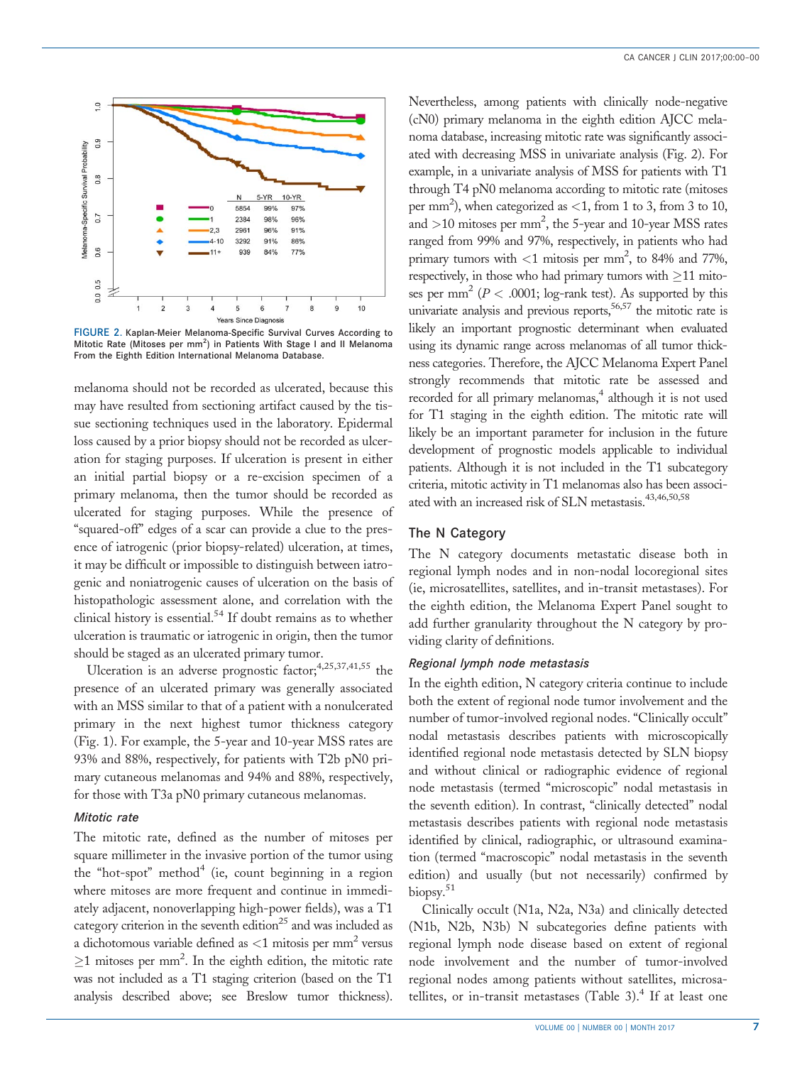FIGURE 2. Kaplan-Meier Melanoma-Specific Survival Curves According to Mitotic Rate (Mitoses per mm$^2$) in Patients With Stage I and II Melanoma From the Eighth Edition International Melanoma Database.

| | N | 5-YR | 10-YR |
|---|---|---|---|
| 0 | 5854 | 99% | 97% |
| 1 | 2384 | 98% | 96% |
| 2,3 | 2961 | 96% | 91% |
| 4-10 | 3292 | 91% | 86% |
| 11+ | 939 | 84% | 77% |

melanoma should not be recorded as ulcerated, because this may have resulted from sectioning artifact caused by the tissue sectioning techniques used in the laboratory. Epidermal loss caused by a prior biopsy should not be recorded as ulceration for staging purposes. If ulceration is present in either an initial partial biopsy or a re-excision specimen of a primary melanoma, then the tumor should be recorded as ulcerated for staging purposes. While the presence of "squared-off" edges of a scar can provide a clue to the presence of iatrogenic (prior biopsy-related) ulceration, at times, it may be difficult or impossible to distinguish between iatrogenic and noniatrogenic causes of ulceration on the basis of histopathologic assessment alone, and correlation with the clinical history is essential.[54] If doubt remains as to whether ulceration is traumatic or iatrogenic in origin, then the tumor should be staged as an ulcerated primary tumor.

Ulceration is an adverse prognostic factor;[4,25,37,41,55] the presence of an ulcerated primary was generally associated with an MSS similar to that of a patient with a nonulcerated primary in the next highest tumor thickness category (Fig. 1). For example, the 5-year and 10-year MSS rates are 93% and 88%, respectively, for patients with T2b pN0 primary cutaneous melanomas and 94% and 88%, respectively, for those with T3a pN0 primary cutaneous melanomas.

### *Mitotic rate*

The mitotic rate, defined as the number of mitoses per square millimeter in the invasive portion of the tumor using the "hot-spot" method[4] (ie, count beginning in a region where mitoses are more frequent and continue in immediately adjacent, nonoverlapping high-power fields), was a T1 category criterion in the seventh edition[25] and was included as a dichotomous variable defined as <1 mitosis per mm$^2$ versus ≥1 mitoses per mm$^2$. In the eighth edition, the mitotic rate was not included as a T1 staging criterion (based on the T1 analysis described above; see Breslow tumor thickness). Nevertheless, among patients with clinically node-negative (cN0) primary melanoma in the eighth edition AJCC melanoma database, increasing mitotic rate was significantly associated with decreasing MSS in univariate analysis (Fig. 2). For example, in a univariate analysis of MSS for patients with T1 through T4 pN0 melanoma according to mitotic rate (mitoses per mm$^2$), when categorized as <1, from 1 to 3, from 3 to 10, and >10 mitoses per mm$^2$, the 5-year and 10-year MSS rates ranged from 99% and 97%, respectively, in patients who had primary tumors with <1 mitosis per mm$^2$, to 84% and 77%, respectively, in those who had primary tumors with ≥11 mitoses per mm$^2$ ($P < .0001$; log-rank test). As supported by this univariate analysis and previous reports,[56,57] the mitotic rate is likely an important prognostic determinant when evaluated using its dynamic range across melanomas of all tumor thickness categories. Therefore, the AJCC Melanoma Expert Panel strongly recommends that mitotic rate be assessed and recorded for all primary melanomas,[4] although it is not used for T1 staging in the eighth edition. The mitotic rate will likely be an important parameter for inclusion in the future development of prognostic models applicable to individual patients. Although it is not included in the T1 subcategory criteria, mitotic activity in T1 melanomas also has been associated with an increased risk of SLN metastasis.[43,46,50,58]

## The N Category

The N category documents metastatic disease both in regional lymph nodes and in non-nodal locoregional sites (ie, microsatellites, satellites, and in-transit metastases). For the eighth edition, the Melanoma Expert Panel sought to add further granularity throughout the N category by providing clarity of definitions.

### *Regional lymph node metastasis*

In the eighth edition, N category criteria continue to include both the extent of regional node tumor involvement and the number of tumor-involved regional nodes. "Clinically occult" nodal metastasis describes patients with microscopically identified regional node metastasis detected by SLN biopsy and without clinical or radiographic evidence of regional node metastasis (termed "microscopic" nodal metastasis in the seventh edition). In contrast, "clinically detected" nodal metastasis describes patients with regional node metastasis identified by clinical, radiographic, or ultrasound examination (termed "macroscopic" nodal metastasis in the seventh edition) and usually (but not necessarily) confirmed by biopsy.[51]

Clinically occult (N1a, N2a, N3a) and clinically detected (N1b, N2b, N3b) N subcategories define patients with regional lymph node disease based on extent of regional node involvement and the number of tumor-involved regional nodes among patients without satellites, microsatellites, or in-transit metastases (Table 3).[4] If at least one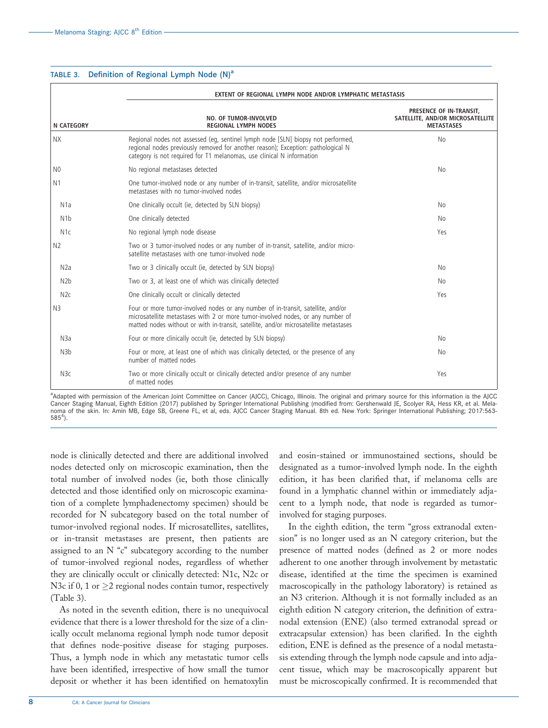TABLE 3. Definition of Regional Lymph Node (N)[a]

| N CATEGORY | EXTENT OF REGIONAL LYMPH NODE AND/OR LYMPHATIC METASTASIS | |
|---|---|---|
| | NO. OF TUMOR-INVOLVED REGIONAL LYMPH NODES | PRESENCE OF IN-TRANSIT, SATELLITE, AND/OR MICROSATELLITE METASTASES |
| NX | Regional nodes not assessed (eg, sentinel lymph node [SLN] biopsy not performed, regional nodes previously removed for another reason); Exception: pathological N category is not required for T1 melanomas, use clinical N information | No |
| N0 | No regional metastases detected | No |
| N1 | One tumor-involved node or any number of in-transit, satellite, and/or microsatellite metastases with no tumor-involved nodes | |
| N1a | One clinically occult (ie, detected by SLN biopsy) | No |
| N1b | One clinically detected | No |
| N1c | No regional lymph node disease | Yes |
| N2 | Two or 3 tumor-involved nodes or any number of in-transit, satellite, and/or microsatellite metastases with one tumor-involved node | |
| N2a | Two or 3 clinically occult (ie, detected by SLN biopsy) | No |
| N2b | Two or 3, at least one of which was clinically detected | No |
| N2c | One clinically occult or clinically detected | Yes |
| N3 | Four or more tumor-involved nodes or any number of in-transit, satellite, and/or microsatellite metastases with 2 or more tumor-involved nodes, or any number of matted nodes without or with in-transit, satellite, and/or microsatellite metastases | |
| N3a | Four or more clinically occult (ie, detected by SLN biopsy) | No |
| N3b | Four or more, at least one of which was clinically detected, or the presence of any number of matted nodes | No |
| N3c | Two or more clinically occult or clinically detected and/or presence of any number of matted nodes | Yes |

[a]Adapted with permission of the American Joint Committee on Cancer (AJCC), Chicago, Illinois. The original and primary source for this information is the AJCC Cancer Staging Manual, Eighth Edition (2017) published by Springer International Publishing (modified from: Gershenwald JE, Scolyer RA, Hess KR, et al. Melanoma of the skin. In: Amin MB, Edge SB, Greene FL, et al, eds. AJCC Cancer Staging Manual. 8th ed. New York: Springer International Publishing; 2017:563-585[4]).

node is clinically detected and there are additional involved nodes detected only on microscopic examination, then the total number of involved nodes (ie, both those clinically detected and those identified only on microscopic examination of a complete lymphadenectomy specimen) should be recorded for N subcategory based on the total number of tumor-involved regional nodes. If microsatellites, satellites, or in-transit metastases are present, then patients are assigned to an N "c" subcategory according to the number of tumor-involved regional nodes, regardless of whether they are clinically occult or clinically detected: N1c, N2c or N3c if 0, 1 or $\geq$2 regional nodes contain tumor, respectively (Table 3).

As noted in the seventh edition, there is no unequivocal evidence that there is a lower threshold for the size of a clinically occult melanoma regional lymph node tumor deposit that defines node-positive disease for staging purposes. Thus, a lymph node in which any metastatic tumor cells have been identified, irrespective of how small the tumor deposit or whether it has been identified on hematoxylin and eosin-stained or immunostained sections, should be designated as a tumor-involved lymph node. In the eighth edition, it has been clarified that, if melanoma cells are found in a lymphatic channel within or immediately adjacent to a lymph node, that node is regarded as tumor-involved for staging purposes.

In the eighth edition, the term "gross extranodal extension" is no longer used as an N category criterion, but the presence of matted nodes (defined as 2 or more nodes adherent to one another through involvement by metastatic disease, identified at the time the specimen is examined macroscopically in the pathology laboratory) is retained as an N3 criterion. Although it is not formally included as an eighth edition N category criterion, the definition of extranodal extension (ENE) (also termed extranodal spread or extracapsular extension) has been clarified. In the eighth edition, ENE is defined as the presence of a nodal metastasis extending through the lymph node capsule and into adjacent tissue, which may be macroscopically apparent but must be microscopically confirmed. It is recommended that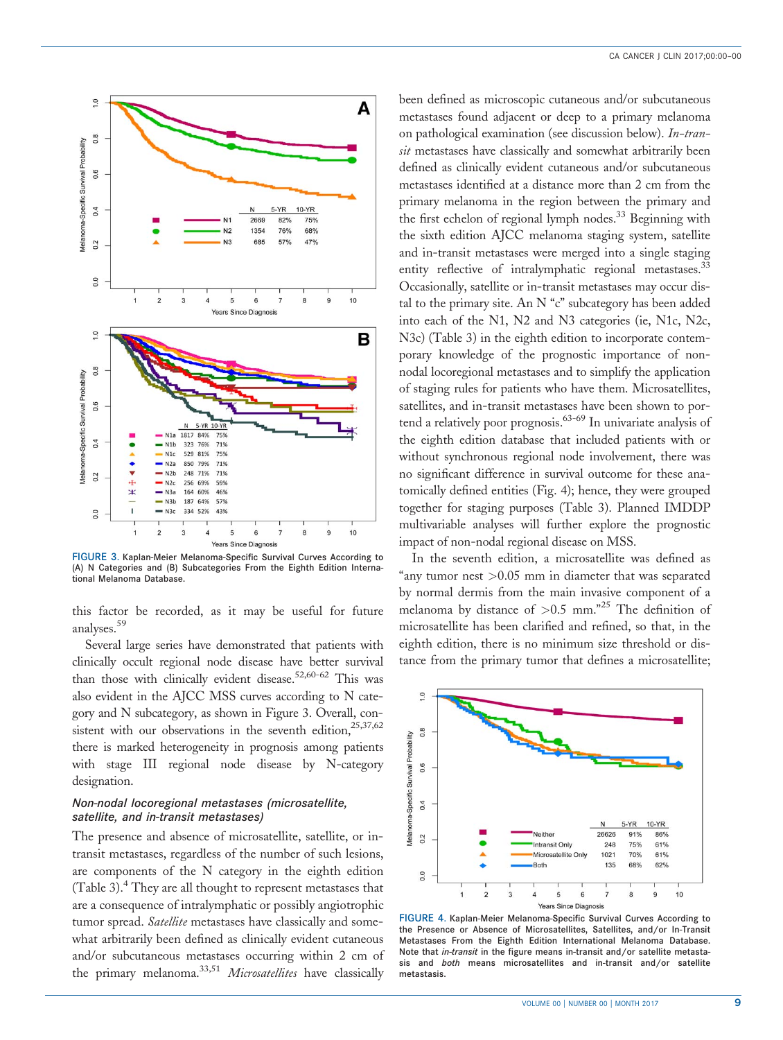FIGURE 3. Kaplan-Meier Melanoma-Specific Survival Curves According to (A) N Categories and (B) Subcategories From the Eighth Edition International Melanoma Database.

this factor be recorded, as it may be useful for future analyses.[59]

Several large series have demonstrated that patients with clinically occult regional node disease have better survival than those with clinically evident disease.[52,60-62] This was also evident in the AJCC MSS curves according to N category and N subcategory, as shown in Figure 3. Overall, consistent with our observations in the seventh edition,[25,37,62] there is marked heterogeneity in prognosis among patients with stage III regional node disease by N-category designation.

### *Non-nodal locoregional metastases (microsatellite, satellite, and in-transit metastases)*

The presence and absence of microsatellite, satellite, or in-transit metastases, regardless of the number of such lesions, are components of the N category in the eighth edition (Table 3).[4] They are all thought to represent metastases that are a consequence of intralymphatic or possibly angiotrophic tumor spread. *Satellite* metastases have classically and somewhat arbitrarily been defined as clinically evident cutaneous and/or subcutaneous metastases occurring within 2 cm of the primary melanoma.[33,51] *Microsatellites* have classically been defined as microscopic cutaneous and/or subcutaneous metastases found adjacent or deep to a primary melanoma on pathological examination (see discussion below). *In-transit* metastases have classically and somewhat arbitrarily been defined as clinically evident cutaneous and/or subcutaneous metastases identified at a distance more than 2 cm from the primary melanoma in the region between the primary and the first echelon of regional lymph nodes.[33] Beginning with the sixth edition AJCC melanoma staging system, satellite and in-transit metastases were merged into a single staging entity reflective of intralymphatic regional metastases.[33] Occasionally, satellite or in-transit metastases may occur distal to the primary site. An N "c" subcategory has been added into each of the N1, N2 and N3 categories (ie, N1c, N2c, N3c) (Table 3) in the eighth edition to incorporate contemporary knowledge of the prognostic importance of non-nodal locoregional metastases and to simplify the application of staging rules for patients who have them. Microsatellites, satellites, and in-transit metastases have been shown to portend a relatively poor prognosis.[63-69] In univariate analysis of the eighth edition database that included patients with or without synchronous regional node involvement, there was no significant difference in survival outcome for these anatomically defined entities (Fig. 4); hence, they were grouped together for staging purposes (Table 3). Planned IMDDP multivariable analyses will further explore the prognostic impact of non-nodal regional disease on MSS.

In the seventh edition, a microsatellite was defined as "any tumor nest >0.05 mm in diameter that was separated by normal dermis from the main invasive component of a melanoma by distance of >0.5 mm."[25] The definition of microsatellites has been clarified and refined, so that, in the eighth edition, there is no minimum size threshold or distance from the primary tumor that defines a microsatellite;

FIGURE 4. Kaplan-Meier Melanoma-Specific Survival Curves According to the Presence or Absence of Microsatellites, Satellites, and/or In-Transit Metastases From the Eighth Edition International Melanoma Database. Note that *in-transit* in the figure means in-transit and/or satellite metastasis and *both* means microsatellites and in-transit and/or satellite metastasis.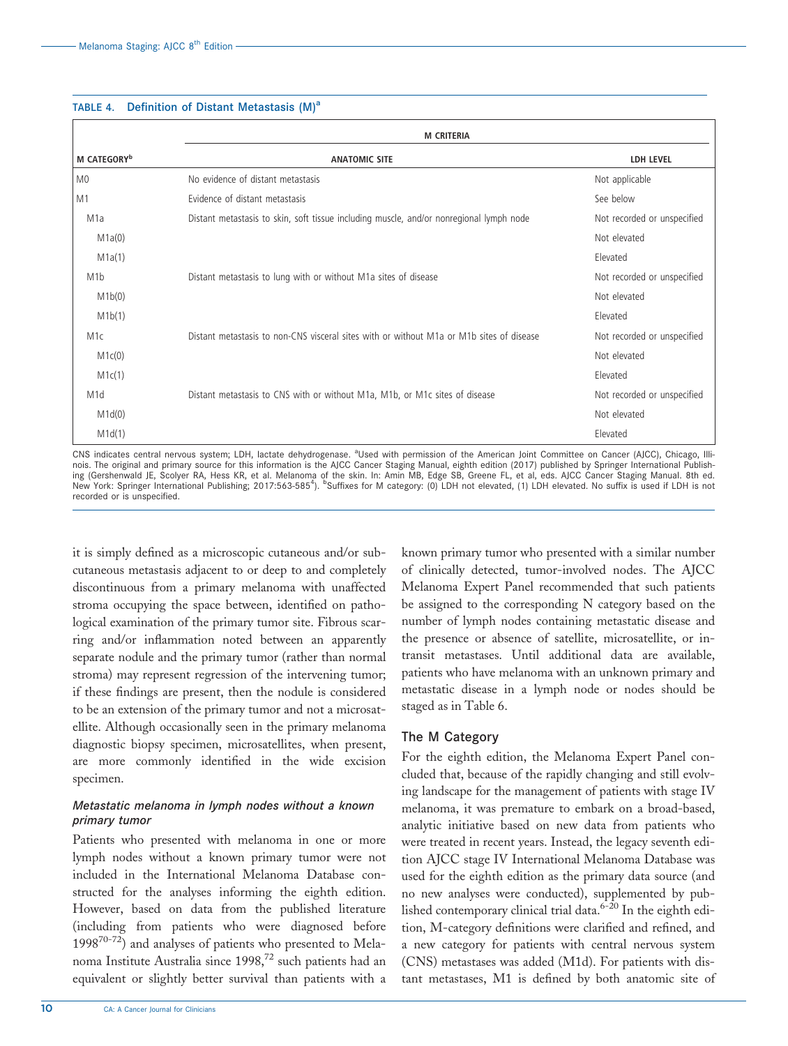**TABLE 4. Definition of Distant Metastasis (M)[a]**

| M CATEGORY[b] | M CRITERIA | |
|---|---|---|
| | ANATOMIC SITE | LDH LEVEL |
| M0 | No evidence of distant metastasis | Not applicable |
| M1 | Evidence of distant metastasis | See below |
| M1a | Distant metastasis to skin, soft tissue including muscle, and/or nonregional lymph node | Not recorded or unspecified |
| M1a(0) | | Not elevated |
| M1a(1) | | Elevated |
| M1b | Distant metastasis to lung with or without M1a sites of disease | Not recorded or unspecified |
| M1b(0) | | Not elevated |
| M1b(1) | | Elevated |
| M1c | Distant metastasis to non-CNS visceral sites with or without M1a or M1b sites of disease | Not recorded or unspecified |
| M1c(0) | | Not elevated |
| M1c(1) | | Elevated |
| M1d | Distant metastasis to CNS with or without M1a, M1b, or M1c sites of disease | Not recorded or unspecified |
| M1d(0) | | Not elevated |
| M1d(1) | | Elevated |

CNS indicates central nervous system; LDH, lactate dehydrogenase. [a]Used with permission of the American Joint Committee on Cancer (AJCC), Chicago, Illinois. The original and primary source for this information is the AJCC Cancer Staging Manual, eighth edition (2017) published by Springer International Publishing (Gershenwald JE, Scolyer RA, Hess KR, et al. Melanoma of the skin. In: Amin MB, Edge SB, Greene FL, et al, eds. AJCC Cancer Staging Manual. 8th ed. New York: Springer International Publishing; 2017:563-585[4]). [b]Suffixes for M category: (0) LDH not elevated, (1) LDH elevated. No suffix is used if LDH is not recorded or is unspecified.

it is simply defined as a microscopic cutaneous and/or subcutaneous metastasis adjacent to or deep to and completely discontinuous from a primary melanoma with unaffected stroma occupying the space between, identified on pathological examination of the primary tumor site. Fibrous scarring and/or inflammation noted between an apparently separate nodule and the primary tumor (rather than normal stroma) may represent regression of the intervening tumor; if these findings are present, then the nodule is considered to be an extension of the primary tumor and not a microsatellite. Although occasionally seen in the primary melanoma diagnostic biopsy specimen, microsatellites, when present, are more commonly identified in the wide excision specimen.

#### *Metastatic melanoma in lymph nodes without a known primary tumor*

Patients who presented with melanoma in one or more lymph nodes without a known primary tumor were not included in the International Melanoma Database constructed for the analyses informing the eighth edition. However, based on data from the published literature (including from patients who were diagnosed before 1998[70-72]) and analyses of patients who presented to Melanoma Institute Australia since 1998,[72] such patients had an equivalent or slightly better survival than patients with a known primary tumor who presented with a similar number of clinically detected, tumor-involved nodes. The AJCC Melanoma Expert Panel recommended that such patients be assigned to the corresponding N category based on the number of lymph nodes containing metastatic disease and the presence or absence of satellite, microsatellite, or in-transit metastases. Until additional data are available, patients who have melanoma with an unknown primary and metastatic disease in a lymph node or nodes should be staged as in Table 6.

### The M Category

For the eighth edition, the Melanoma Expert Panel concluded that, because of the rapidly changing and still evolving landscape for the management of patients with stage IV melanoma, it was premature to embark on a broad-based, analytic initiative based on new data from patients who were treated in recent years. Instead, the legacy seventh edition AJCC stage IV International Melanoma Database was used for the eighth edition as the primary data source (and no new analyses were conducted), supplemented by published contemporary clinical trial data.[6-20] In the eighth edition, M-category definitions were clarified and refined, and a new category for patients with central nervous system (CNS) metastases was added (M1d). For patients with distant metastases, M1 is defined by both anatomic site of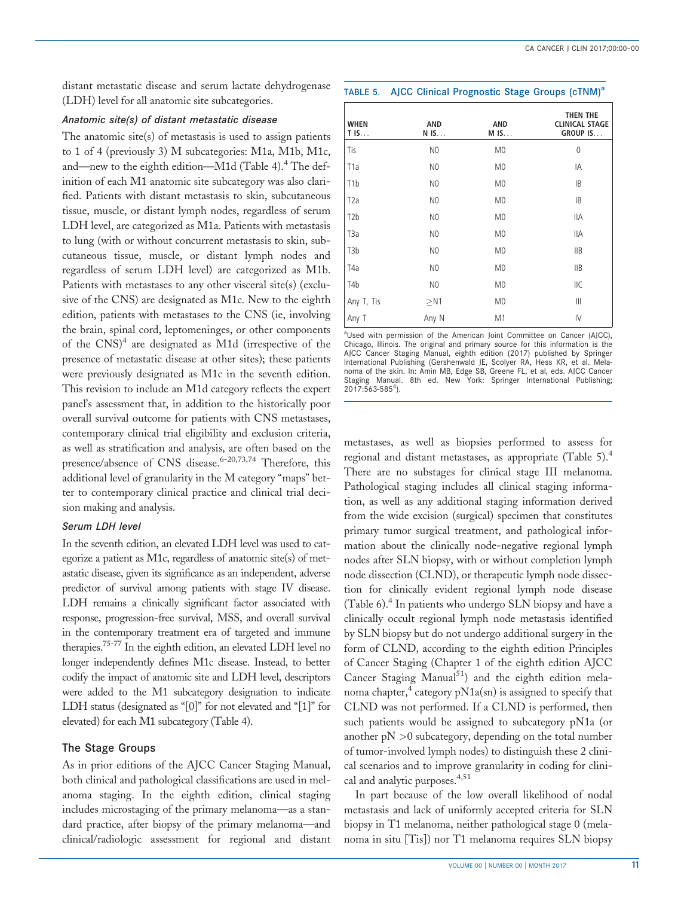distant metastatic disease and serum lactate dehydrogenase (LDH) level for all anatomic site subcategories.

#### *Anatomic site(s) of distant metastatic disease*

The anatomic site(s) of metastasis is used to assign patients to 1 of 4 (previously 3) M subcategories: M1a, M1b, M1c, and—new to the eighth edition—M1d (Table 4).[4] The definition of each M1 anatomic site subcategory was also clarified. Patients with distant metastasis to skin, subcutaneous tissue, muscle, or distant lymph nodes, regardless of serum LDH level, are categorized as M1a. Patients with metastasis to lung (with or without concurrent metastasis to skin, subcutaneous tissue, muscle, or distant lymph nodes and regardless of serum LDH level) are categorized as M1b. Patients with metastases to any other visceral site(s) (exclusive of the CNS) are designated as M1c. New to the eighth edition, patients with metastases to the CNS (ie, involving the brain, spinal cord, leptomeninges, or other components of the CNS)[4] are designated as M1d (irrespective of the presence of metastatic disease at other sites); these patients were previously designated as M1c in the seventh edition. This revision to include an M1d category reflects the expert panel's assessment that, in addition to the historically poor overall survival outcome for patients with CNS metastases, contemporary clinical trial eligibility and exclusion criteria, as well as stratification and analysis, are often based on the presence/absence of CNS disease.[6-20,73,74] Therefore, this additional level of granularity in the M category "maps" better to contemporary clinical practice and clinical trial decision making and analysis.

#### *Serum LDH level*

In the seventh edition, an elevated LDH level was used to categorize a patient as M1c, regardless of anatomic site(s) of metastatic disease, given its significance as an independent, adverse predictor of survival among patients with stage IV disease. LDH remains a clinically significant factor associated with response, progression-free survival, MSS, and overall survival in the contemporary treatment era of targeted and immune therapies.[75-77] In the eighth edition, an elevated LDH level no longer independently defines M1c disease. Instead, to better codify the impact of anatomic site and LDH level, descriptors were added to the M1 subcategory designation to indicate LDH status (designated as "[0]" for not elevated and "[1]" for elevated) for each M1 subcategory (Table 4).

### The Stage Groups

As in prior editions of the AJCC Cancer Staging Manual, both clinical and pathological classifications are used in melanoma staging. In the eighth edition, clinical staging includes microstaging of the primary melanoma—as a standard practice, after biopsy of the primary melanoma—and clinical/radiologic assessment for regional and distant metastases, as well as biopsies performed to assess for regional and distant metastases, as appropriate (Table 5).[4] There are no substages for clinical stage III melanoma. Pathological staging includes all clinical staging information, as well as any additional staging information derived from the wide excision (surgical) specimen that constitutes primary tumor surgical treatment, and pathological information about the clinically node-negative regional lymph nodes after SLN biopsy, with or without completion lymph node dissection (CLND), or therapeutic lymph node dissection for clinically evident regional lymph node disease (Table 6).[4] In patients who undergo SLN biopsy and have a clinically occult regional lymph node metastasis identified by SLN biopsy but do not undergo additional surgery in the form of CLND, according to the eighth edition Principles of Cancer Staging (Chapter 1 of the eighth edition AJCC Cancer Staging Manual[51]) and the eighth edition melanoma chapter,[4] category pN1a(sn) is assigned to specify that CLND was not performed. If a CLND is performed, then such patients would be assigned to subcategory pN1a (or another pN >0 subcategory, depending on the total number of tumor-involved lymph nodes) to distinguish these 2 clinical scenarios and to improve granularity in coding for clinical and analytic purposes.[4,51]

In part because of the low overall likelihood of nodal metastasis and lack of uniformly accepted criteria for SLN biopsy in T1 melanoma, neither pathological stage 0 (melanoma in situ [Tis]) nor T1 melanoma requires SLN biopsy

**TABLE 5. AJCC Clinical Prognostic Stage Groups (cTNM)[a]**

| WHEN T IS... | AND N IS... | AND M IS... | THEN THE CLINICAL STAGE GROUP IS... |
|---|---|---|---|
| Tis | N0 | M0 | 0 |
| T1a | N0 | M0 | IA |
| T1b | N0 | M0 | IB |
| T2a | N0 | M0 | IB |
| T2b | N0 | M0 | IIA |
| T3a | N0 | M0 | IIA |
| T3b | N0 | M0 | IIB |
| T4a | N0 | M0 | IIB |
| T4b | N0 | M0 | IIC |
| Any T, Tis | ≥N1 | M0 | III |
| Any T | Any N | M1 | IV |

[a]Used with permission of the American Joint Committee on Cancer (AJCC), Chicago, Illinois. The original and primary source for this information is the AJCC Cancer Staging Manual, eighth edition (2017) published by Springer International Publishing (Gershenwald JE, Scolyer RA, Hess KR, et al. Melanoma of the skin. In: Amin MB, Edge SB, Greene FL, et al, eds. AJCC Cancer Staging Manual. 8th ed. New York: Springer International Publishing; 2017:563-585[4]).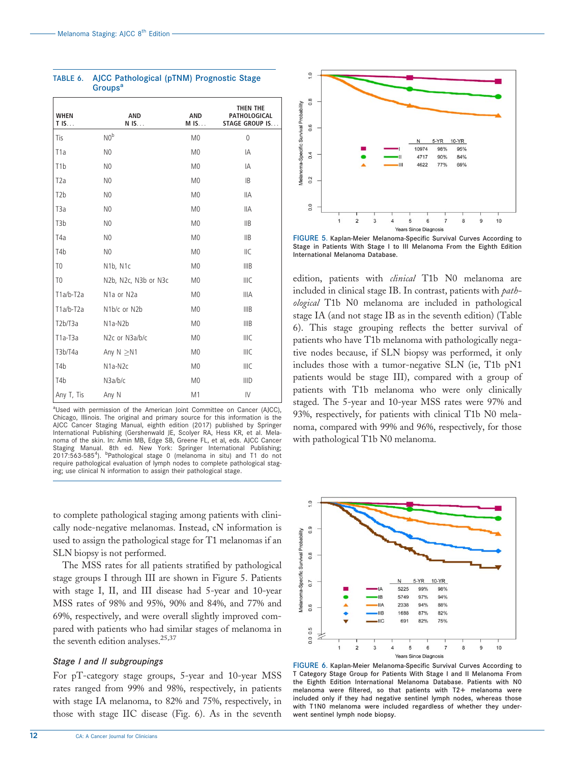**TABLE 6.** AJCC Pathological (pTNM) Prognostic Stage Groups[a]

| WHEN T IS… | AND N IS… | AND M IS… | THEN THE PATHOLOGICAL STAGE GROUP IS… |
|---|---|---|---|
| Tis | N0[b] | M0 | 0 |
| T1a | N0 | M0 | IA |
| T1b | N0 | M0 | IA |
| T2a | N0 | M0 | IB |
| T2b | N0 | M0 | IIA |
| T3a | N0 | M0 | IIA |
| T3b | N0 | M0 | IIB |
| T4a | N0 | M0 | IIB |
| T4b | N0 | M0 | IIC |
| T0 | N1b, N1c | M0 | IIIB |
| T0 | N2b, N2c, N3b or N3c | M0 | IIIC |
| T1a/b-T2a | N1a or N2a | M0 | IIIA |
| T1a/b-T2a | N1b/c or N2b | M0 | IIIB |
| T2b/T3a | N1a-N2b | M0 | IIIB |
| T1a-T3a | N2c or N3a/b/c | M0 | IIIC |
| T3b/T4a | Any N ≥N1 | M0 | IIIC |
| T4b | N1a-N2c | M0 | IIIC |
| T4b | N3a/b/c | M0 | IIID |
| Any T, Tis | Any N | M1 | IV |

[a]Used with permission of the American Joint Committee on Cancer (AJCC), Chicago, Illinois. The original and primary source for this information is the AJCC Cancer Staging Manual, eighth edition (2017) published by Springer International Publishing (Gershenwald JE, Scolyer RA, Hess KR, et al. Melanoma of the skin. In: Amin MB, Edge SB, Greene FL, et al, eds. AJCC Cancer Staging Manual. 8th ed. New York: Springer International Publishing; 2017:563-585[4]). [b]Pathological stage 0 (melanoma in situ) and T1 do not require pathological evaluation of lymph nodes to complete pathological staging; use clinical N information to assign their pathological stage.

to complete pathological staging among patients with clinically node-negative melanomas. Instead, cN information is used to assign the pathological stage for T1 melanomas if an SLN biopsy is not performed.

The MSS rates for all patients stratified by pathological stage groups I through III are shown in Figure 5. Patients with stage I, II, and III disease had 5-year and 10-year MSS rates of 98% and 95%, 90% and 84%, and 77% and 69%, respectively, and were overall slightly improved compared with patients who had similar stages of melanoma in the seventh edition analyses.[25,37]

### Stage I and II subgroupings

For pT-category stage groups, 5-year and 10-year MSS rates ranged from 99% and 98%, respectively, in patients with stage IA melanoma, to 82% and 75%, respectively, in those with stage IIC disease (Fig. 6). As in the seventh edition, patients with *clinical* T1b N0 melanoma are included in clinical stage IB. In contrast, patients with *pathological* T1b N0 melanoma are included in pathological stage IA (and not stage IB as in the seventh edition) (Table 6). This stage grouping reflects the better survival of patients who have T1b melanoma with pathologically negative nodes because, if SLN biopsy was performed, it only includes those with a tumor-negative SLN (ie, T1b pN1 patients would be stage III), compared with a group of patients with T1b melanoma who were only clinically staged. The 5-year and 10-year MSS rates were 97% and 93%, respectively, for patients with clinical T1b N0 melanoma, compared with 99% and 96%, respectively, for those with pathological T1b N0 melanoma.

| Stage | N | 5-YR | 10-YR |
|---|---|---|---|
| I | 10974 | 98% | 95% |
| II | 4717 | 90% | 84% |
| III | 4622 | 77% | 69% |

FIGURE 5. Kaplan-Meier Melanoma-Specific Survival Curves According to Stage in Patients With Stage I to III Melanoma From the Eighth Edition International Melanoma Database.

| Stage | N | 5-YR | 10-YR |
|---|---|---|---|
| IA | 5225 | 99% | 98% |
| IB | 5749 | 97% | 94% |
| IIA | 2338 | 94% | 88% |
| IIB | 1688 | 87% | 82% |
| IIC | 691 | 82% | 75% |

FIGURE 6. Kaplan-Meier Melanoma-Specific Survival Curves According to T Category Stage Group for Patients With Stage I and II Melanoma From the Eighth Edition International Melanoma Database. Patients with N0 melanoma were filtered, so that patients with T2+ melanoma were included only if they had negative sentinel lymph nodes, whereas those with T1N0 melanoma were included regardless of whether they underwent sentinel lymph node biopsy.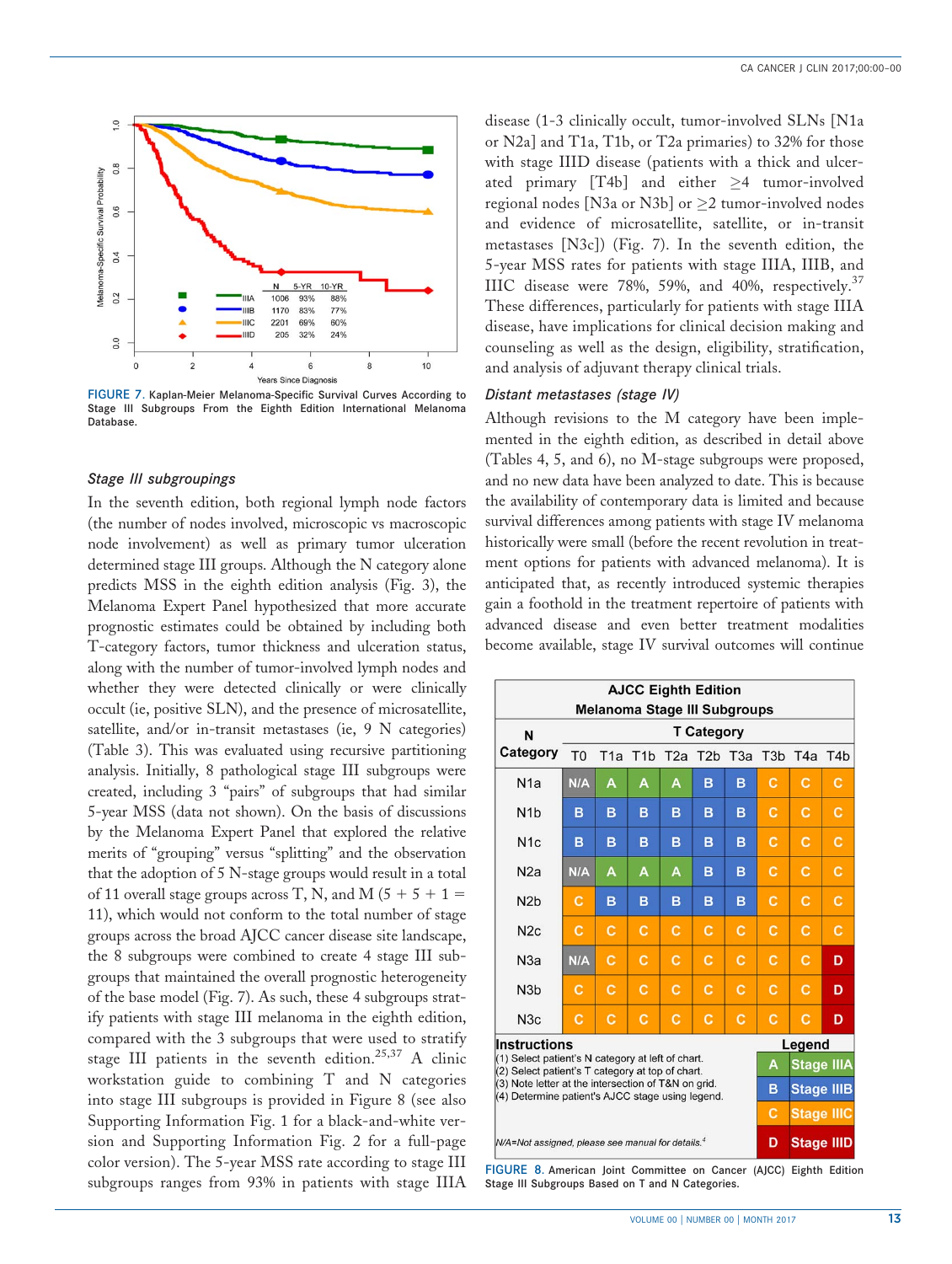| N | 5-YR | 10-YR |
|---|---|---|
| IIIA 1006 | 93% | 88% |
| IIIB 1170 | 83% | 77% |
| IIIC 2201 | 69% | 60% |
| IIID 205 | 32% | 24% |

FIGURE 7. Kaplan-Meier Melanoma-Specific Survival Curves According to Stage III Subgroups From the Eighth Edition International Melanoma Database.

### Stage III subgroupings

In the seventh edition, both regional lymph node factors (the number of nodes involved, microscopic vs macroscopic node involvement) as well as primary tumor ulceration determined stage III groups. Although the N category alone predicts MSS in the eighth edition analysis (Fig. 3), the Melanoma Expert Panel hypothesized that more accurate prognostic estimates could be obtained by including both T-category factors, tumor thickness and ulceration status, along with the number of tumor-involved lymph nodes and whether they were detected clinically or were clinically occult (ie, positive SLN), and the presence of microsatellite, satellite, and/or in-transit metastases (ie, 9 N categories) (Table 3). This was evaluated using recursive partitioning analysis. Initially, 8 pathological stage III subgroups were created, including 3 "pairs" of subgroups that had similar 5-year MSS (data not shown). On the basis of discussions by the Melanoma Expert Panel that explored the relative merits of "grouping" versus "splitting" and the observation that the adoption of 5 N-stage groups would result in a total of 11 overall stage groups across T, N, and M (5 + 5 + 1 = 11), which would not conform to the total number of stage groups across the broad AJCC cancer disease site landscape, the 8 subgroups were combined to create 4 stage III subgroups that maintained the overall prognostic heterogeneity of the base model (Fig. 7). As such, these 4 subgroups stratify patients with stage III melanoma in the eighth edition, compared with the 3 subgroups that were used to stratify stage III patients in the seventh edition.[25,37] A clinic workstation guide to combining T and N categories into stage III subgroups is provided in Figure 8 (see also Supporting Information Fig. 1 for a black-and-white version and Supporting Information Fig. 2 for a full-page color version). The 5-year MSS rate according to stage III subgroups ranges from 93% in patients with stage IIIA disease (1-3 clinically occult, tumor-involved SLNs [N1a or N2a] and T1a, T1b, or T2a primaries) to 32% for those with stage IIID disease (patients with a thick and ulcerated primary [T4b] and either ≥4 tumor-involved regional nodes [N3a or N3b] or ≥2 tumor-involved nodes and evidence of microsatellite, satellite, or in-transit metastases [N3c]) (Fig. 7). In the seventh edition, the 5-year MSS rates for patients with stage IIIA, IIIB, and IIIC disease were 78%, 59%, and 40%, respectively.[37] These differences, particularly for patients with stage IIIA disease, have implications for clinical decision making and counseling as well as the design, eligibility, stratification, and analysis of adjuvant therapy clinical trials.

### Distant metastases (stage IV)

Although revisions to the M category have been implemented in the eighth edition, as described in detail above (Tables 4, 5, and 6), no M-stage subgroups were proposed, and no new data have been analyzed to date. This is because the availability of contemporary data is limited and because survival differences among patients with stage IV melanoma historically were small (before the recent revolution in treatment options for patients with advanced melanoma). It is anticipated that, as recently introduced systemic therapies gain a foothold in the treatment repertoire of patients with advanced disease and even better treatment modalities become available, stage IV survival outcomes will continue

**AJCC Eighth Edition Melanoma Stage III Subgroups**

| N Category | T0 | T1a | T1b | T2a | T2b | T3a | T3b | T4a | T4b |
|---|---|---|---|---|---|---|---|---|---|
| N1a | N/A | A | A | A | B | B | C | C | C |
| N1b | B | B | B | B | B | B | C | C | C |
| N1c | B | B | B | B | B | B | C | C | C |
| N2a | N/A | A | A | A | B | B | C | C | C |
| N2b | C | B | B | B | B | B | C | C | C |
| N2c | C | C | C | C | C | C | C | C | C |
| N3a | N/A | C | C | C | C | C | C | C | D |
| N3b | C | C | C | C | C | C | C | C | D |
| N3c | C | C | C | C | C | C | C | C | D |

**Instructions**
(1) Select patient's N category at left of chart.
(2) Select patient's T category at top of chart.
(3) Note letter at the intersection of T&N on grid.
(4) Determine patient's AJCC stage using legend.

*N/A=Not assigned, please see manual for details.*[4]

**Legend**
- A Stage IIIA
- B Stage IIIB
- C Stage IIIC
- D Stage IIID

FIGURE 8. American Joint Committee on Cancer (AJCC) Eighth Edition Stage III Subgroups Based on T and N Categories.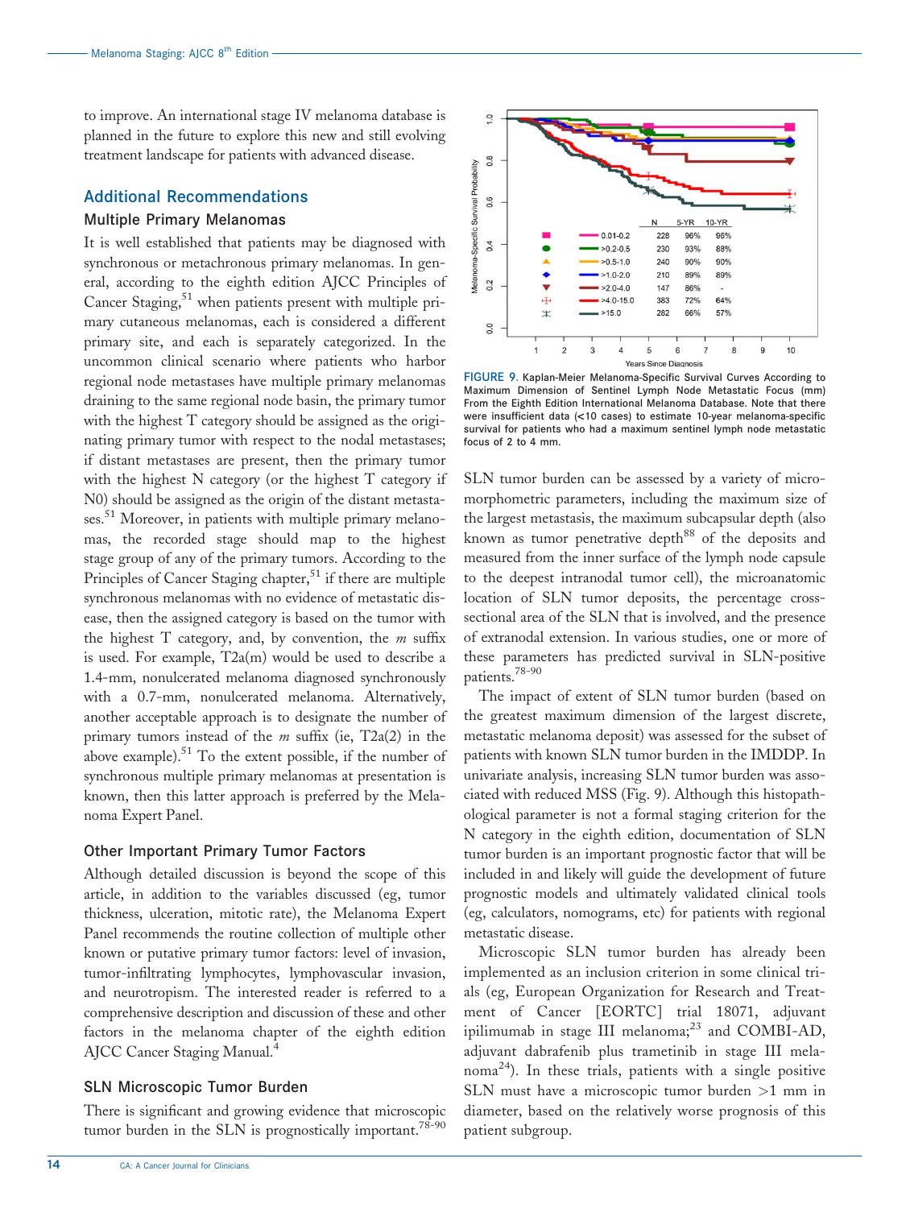to improve. An international stage IV melanoma database is planned in the future to explore this new and still evolving treatment landscape for patients with advanced disease.

## Additional Recommendations

### Multiple Primary Melanomas

It is well established that patients may be diagnosed with synchronous or metachronous primary melanomas. In general, according to the eighth edition AJCC Principles of Cancer Staging,[51] when patients present with multiple primary cutaneous melanomas, each is considered a different primary site, and each is separately categorized. In the uncommon clinical scenario where patients who harbor regional node metastases have multiple primary melanomas draining to the same regional node basin, the primary tumor with the highest T category should be assigned as the originating primary tumor with respect to the nodal metastases; if distant metastases are present, then the primary tumor with the highest N category (or the highest T category if N0) should be assigned as the origin of the distant metastases.[51] Moreover, in patients with multiple primary melanomas, the recorded stage should map to the highest stage group of any of the primary tumors. According to the Principles of Cancer Staging chapter,[51] if there are multiple synchronous melanomas with no evidence of metastatic disease, then the assigned category is based on the tumor with the highest T category, and, by convention, the *m* suffix is used. For example, T2a(m) would be used to describe a 1.4-mm, nonulcerated melanoma diagnosed synchronously with a 0.7-mm, nonulcerated melanoma. Alternatively, another acceptable approach is to designate the number of primary tumors instead of the *m* suffix (ie, T2a(2) in the above example).[51] To the extent possible, if the number of synchronous multiple primary melanomas at presentation is known, then this latter approach is preferred by the Melanoma Expert Panel.

### Other Important Primary Tumor Factors

Although detailed discussion is beyond the scope of this article, in addition to the variables discussed (eg, tumor thickness, ulceration, mitotic rate), the Melanoma Expert Panel recommends the routine collection of multiple other known or putative primary tumor factors: level of invasion, tumor-infiltrating lymphocytes, lymphovascular invasion, and neurotropism. The interested reader is referred to a comprehensive description and discussion of these and other factors in the melanoma chapter of the eighth edition AJCC Cancer Staging Manual.[4]

### SLN Microscopic Tumor Burden

There is significant and growing evidence that microscopic tumor burden in the SLN is prognostically important.[78-90]

| | N | 5-YR | 10-YR |
|---|---|---|---|
| 0.01-0.2 | 228 | 96% | 96% |
| >0.2-0.5 | 230 | 93% | 88% |
| >0.5-1.0 | 240 | 90% | 90% |
| >1.0-2.0 | 210 | 89% | 89% |
| >2.0-4.0 | 147 | 86% | - |
| >4.0-15.0 | 383 | 72% | 64% |
| >15.0 | 282 | 66% | 57% |

FIGURE 9. Kaplan-Meier Melanoma-Specific Survival Curves According to Maximum Dimension of Sentinel Lymph Node Metastatic Focus (mm) From the Eighth Edition International Melanoma Database. Note that there were insufficient data (<10 cases) to estimate 10-year melanoma-specific survival for patients who had a maximum sentinel lymph node metastatic focus of 2 to 4 mm.

SLN tumor burden can be assessed by a variety of micromorphometric parameters, including the maximum size of the largest metastasis, the maximum subcapsular depth (also known as tumor penetrative depth[88] of the deposits and measured from the inner surface of the lymph node capsule to the deepest intranodal tumor cell), the microanatomic location of SLN tumor deposits, the percentage cross-sectional area of the SLN that is involved, and the presence of extranodal extension. In various studies, one or more of these parameters has predicted survival in SLN-positive patients.[78-90]

The impact of extent of SLN tumor burden (based on the greatest maximum dimension of the largest discrete, metastatic melanoma deposit) was assessed for the subset of patients with known SLN tumor burden in the IMDDP. In univariate analysis, increasing SLN tumor burden was associated with reduced MSS (Fig. 9). Although this histopathological parameter is not a formal staging criterion for the N category in the eighth edition, documentation of SLN tumor burden is an important prognostic factor that will be included in and likely will guide the development of future prognostic models and ultimately validated clinical tools (eg, calculators, nomograms, etc) for patients with regional metastatic disease.

Microscopic SLN tumor burden has already been implemented as an inclusion criterion in some clinical trials (eg, European Organization for Research and Treatment of Cancer [EORTC] trial 18071, adjuvant ipilimumab in stage III melanoma;[23] and COMBI-AD, adjuvant dabrafenib plus trametinib in stage III melanoma[24]). In these trials, patients with a single positive SLN must have a microscopic tumor burden >1 mm in diameter, based on the relatively worse prognosis of this patient subgroup.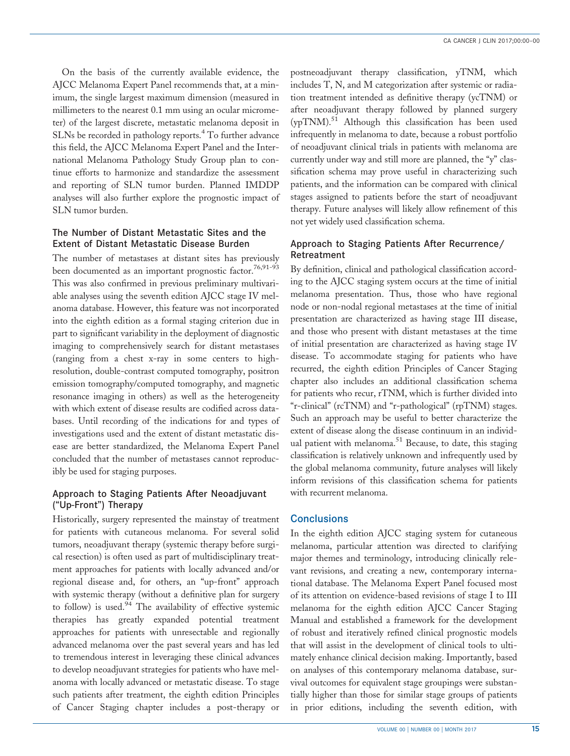On the basis of the currently available evidence, the AJCC Melanoma Expert Panel recommends that, at a minimum, the single largest maximum dimension (measured in millimeters to the nearest 0.1 mm using an ocular micrometer) of the largest discrete, metastatic melanoma deposit in SLNs be recorded in pathology reports.[4] To further advance this field, the AJCC Melanoma Expert Panel and the International Melanoma Pathology Study Group plan to continue efforts to harmonize and standardize the assessment and reporting of SLN tumor burden. Planned IMDDP analyses will also further explore the prognostic impact of SLN tumor burden.

### The Number of Distant Metastatic Sites and the Extent of Distant Metastatic Disease Burden

The number of metastases at distant sites has previously been documented as an important prognostic factor.[76,91-93] This was also confirmed in previous preliminary multivariable analyses using the seventh edition AJCC stage IV melanoma database. However, this feature was not incorporated into the eighth edition as a formal staging criterion due in part to significant variability in the deployment of diagnostic imaging to comprehensively search for distant metastases (ranging from a chest x-ray in some centers to high-resolution, double-contrast computed tomography, positron emission tomography/computed tomography, and magnetic resonance imaging in others) as well as the heterogeneity with which extent of disease results are codified across databases. Until recording of the indications for and types of investigations used and the extent of distant metastatic disease are better standardized, the Melanoma Expert Panel concluded that the number of metastases cannot reproducibly be used for staging purposes.

### Approach to Staging Patients After Neoadjuvant ("Up-Front") Therapy

Historically, surgery represented the mainstay of treatment for patients with cutaneous melanoma. For several solid tumors, neoadjuvant therapy (systemic therapy before surgical resection) is often used as part of multidisciplinary treatment approaches for patients with locally advanced and/or regional disease and, for others, an "up-front" approach with systemic therapy (without a definitive plan for surgery to follow) is used.[94] The availability of effective systemic therapies has greatly expanded potential treatment approaches for patients with unresectable and regionally advanced melanoma over the past several years and has led to tremendous interest in leveraging these clinical advances to develop neoadjuvant strategies for patients who have melanoma with locally advanced or metastatic disease. To stage such patients after treatment, the eighth edition Principles of Cancer Staging chapter includes a post-therapy or postneoadjuvant therapy classification, yTNM, which includes T, N, and M categorization after systemic or radiation treatment intended as definitive therapy (ycTNM) or after neoadjuvant therapy followed by planned surgery (ypTNM).[51] Although this classification has been used infrequently in melanoma to date, because a robust portfolio of neoadjuvant clinical trials in patients with melanoma are currently under way and still more are planned, the "y" classification schema may prove useful in characterizing such patients, and the information can be compared with clinical stages assigned to patients before the start of neoadjuvant therapy. Future analyses will likely allow refinement of this not yet widely used classification schema.

### Approach to Staging Patients After Recurrence/Retreatment

By definition, clinical and pathological classification according to the AJCC staging system occurs at the time of initial melanoma presentation. Thus, those who have regional node or non-nodal regional metastases at the time of initial presentation are characterized as having stage III disease, and those who present with distant metastases at the time of initial presentation are characterized as having stage IV disease. To accommodate staging for patients who have recurred, the eighth edition Principles of Cancer Staging chapter also includes an additional classification schema for patients who recur, rTNM, which is further divided into "r-clinical" (rcTNM) and "r-pathological" (rpTNM) stages. Such an approach may be useful to better characterize the extent of disease along the disease continuum in an individual patient with melanoma.[51] Because, to date, this staging classification is relatively unknown and infrequently used by the global melanoma community, future analyses will likely inform revisions of this classification schema for patients with recurrent melanoma.

## Conclusions

In the eighth edition AJCC staging system for cutaneous melanoma, particular attention was directed to clarifying major themes and terminology, introducing clinically relevant revisions, and creating a new, contemporary international database. The Melanoma Expert Panel focused most of its attention on evidence-based revisions of stage I to III melanoma for the eighth edition AJCC Cancer Staging Manual and established a framework for the development of robust and iteratively refined clinical prognostic models that will assist in the development of clinical tools to ultimately enhance clinical decision making. Importantly, based on analyses of this contemporary melanoma database, survival outcomes for equivalent stage groupings were substantially higher than those for similar stage groups of patients in prior editions, including the seventh edition, with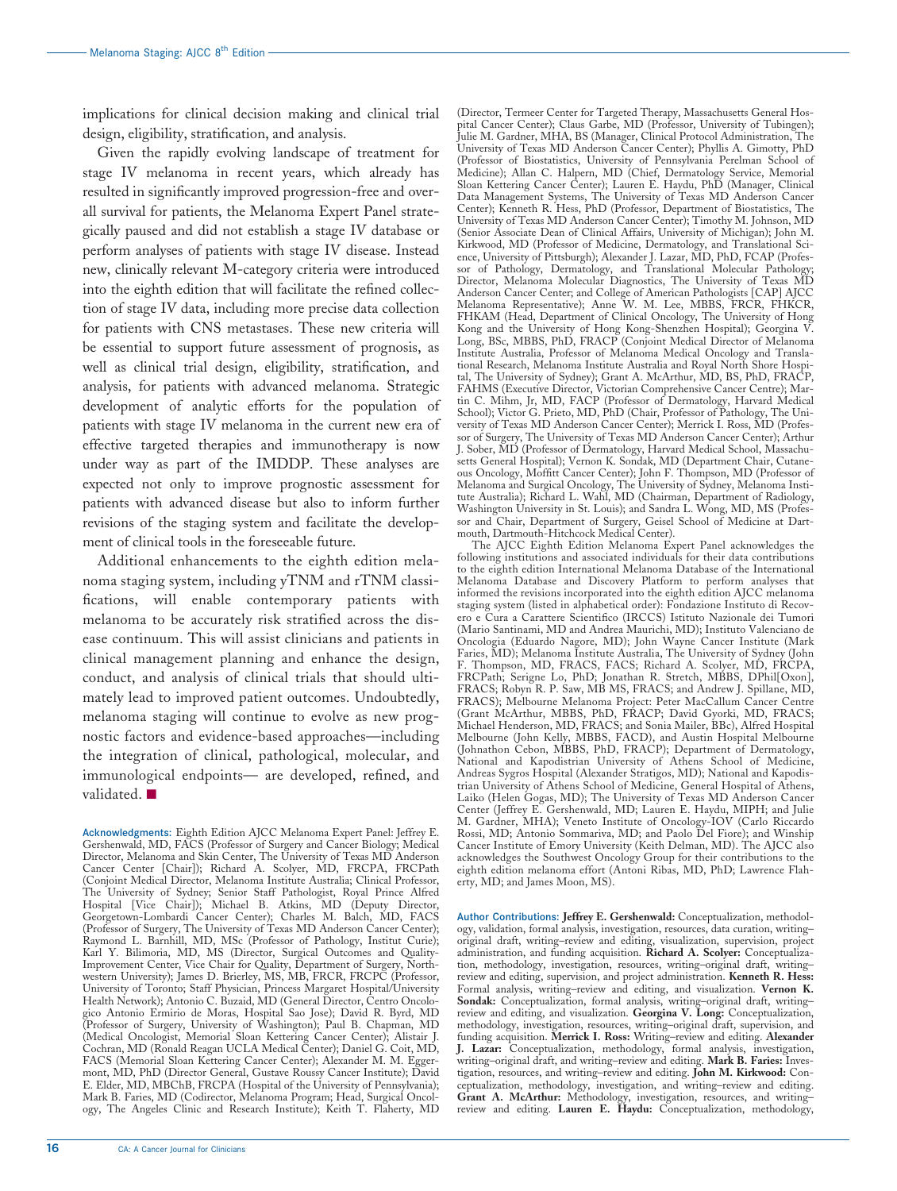implications for clinical decision making and clinical trial design, eligibility, stratification, and analysis.

Given the rapidly evolving landscape of treatment for stage IV melanoma in recent years, which already has resulted in significantly improved progression-free and overall survival for patients, the Melanoma Expert Panel strategically paused and did not establish a stage IV database or perform analyses of patients with stage IV disease. Instead new, clinically relevant M-category criteria were introduced into the eighth edition that will facilitate the refined collection of stage IV data, including more precise data collection for patients with CNS metastases. These new criteria will be essential to support future assessment of prognosis, as well as clinical trial design, eligibility, stratification, and analysis, for patients with advanced melanoma. Strategic development of analytic efforts for the population of patients with stage IV melanoma in the current new era of effective targeted therapies and immunotherapy is now under way as part of the IMDDP. These analyses are expected not only to improve prognostic assessment for patients with advanced disease but also to inform further revisions of the staging system and facilitate the development of clinical tools in the foreseeable future.

Additional enhancements to the eighth edition melanoma staging system, including yTNM and rTNM classifications, will enable contemporary patients with melanoma to be accurately risk stratified across the disease continuum. This will assist clinicians and patients in clinical management planning and enhance the design, conduct, and analysis of clinical trials that should ultimately lead to improved patient outcomes. Undoubtedly, melanoma staging will continue to evolve as new prognostic factors and evidence-based approaches—including the integration of clinical, pathological, molecular, and immunological endpoints— are developed, refined, and validated. ■

**Acknowledgments:** Eighth Edition AJCC Melanoma Expert Panel: Jeffrey E. Gershenwald, MD, FACS (Professor of Surgery and Cancer Biology; Medical Director, Melanoma and Skin Center, The University of Texas MD Anderson Cancer Center [Chair]); Richard A. Scolyer, MD, FRCPA, FRCPath (Conjoint Medical Director, Melanoma Institute Australia; Clinical Professor, The University of Sydney; Senior Staff Pathologist, Royal Prince Alfred Hospital [Vice Chair]); Michael B. Atkins, MD (Deputy Director, Georgetown-Lombardi Cancer Center); Charles M. Balch, MD, FACS (Professor of Surgery, The University of Texas MD Anderson Cancer Center); Raymond L. Barnhill, MD, MSc (Professor of Pathology, Institut Curie); Karl Y. Bilimoria, MD, MS (Director, Surgical Outcomes and Quality-Improvement Center, Vice Chair for Quality, Department of Surgery, Northwestern University); James D. Brierley, MS, MB, FRCR, FRCPC (Professor, University of Toronto; Staff Physician, Princess Margaret Hospital/University Health Network); Antonio C. Buzaid, MD (General Director, Centro Oncologico Antonio Ermirio de Moras, Hospital Sao Jose); David R. Byrd, MD (Professor of Surgery, University of Washington); Paul B. Chapman, MD (Medical Oncologist, Memorial Sloan Kettering Cancer Center); Alistair J. Cochran, MD (Ronald Reagan UCLA Medical Center); Daniel G. Coit, MD, FACS (Memorial Sloan Kettering Cancer Center); Alexander M. M. Eggermont, MD, PhD (Director General, Gustave Roussy Cancer Institute); David E. Elder, MD, MBChB, FRCPA (Hospital of the University of Pennsylvania); Mark B. Faries, MD (Codirector, Melanoma Program; Head, Surgical Oncology, The Angeles Clinic and Research Institute); Keith T. Flaherty, MD (Director, Termeer Center for Targeted Therapy, Massachusetts General Hospital Cancer Center); Claus Garbe, MD (Professor, University of Tubingen); Julie M. Gardner, MHA, BS (Manager, Clinical Protocol Administration, The University of Texas MD Anderson Cancer Center); Phyllis A. Gimotty, PhD (Professor of Biostatistics, University of Pennsylvania Perelman School of Medicine); Allan C. Halpern, MD (Chief, Dermatology Service, Memorial Sloan Kettering Cancer Center); Lauren E. Haydu, PhD (Manager, Clinical Data Management Systems, The University of Texas MD Anderson Cancer Center); Kenneth R. Hess, PhD (Professor, Department of Biostatistics, The University of Texas MD Anderson Cancer Center); Timothy M. Johnson, MD (Senior Associate Dean of Clinical Affairs, University of Michigan); John M. Kirkwood, MD (Professor of Medicine, Dermatology, and Translational Science, University of Pittsburgh); Alexander J. Lazar, MD, PhD, FCAP (Professor of Pathology, Dermatology, and Translational Molecular Pathology; Director, Melanoma Molecular Diagnostics, The University of Texas MD Anderson Cancer Center; and College of American Pathologists [CAP] AJCC Melanoma Representative); Anne W. M. Lee, MBBS, FRCR, FHKCR, FHKAM (Head, Department of Clinical Oncology, The University of Hong Kong and the University of Hong Kong-Shenzhen Hospital); Georgina V. Long, BSc, MBBS, PhD, FRACP (Conjoint Medical Director of Melanoma Institute Australia, Professor of Melanoma Medical Oncology and Translational Research, Melanoma Institute Australia and Royal North Shore Hospital, The University of Sydney); Grant A. McArthur, MD, BS, PhD, FRACP, FAHMS (Executive Director, Victorian Comprehensive Cancer Centre); Martin C. Mihm, Jr, MD, FACP (Professor of Dermatology, Harvard Medical School); Victor G. Prieto, MD, PhD (Chair, Professor of Pathology, The University of Texas MD Anderson Cancer Center); Merrick I. Ross, MD (Professor of Surgery, The University of Texas MD Anderson Cancer Center); Arthur J. Sober, MD (Professor of Dermatology, Harvard Medical School, Massachusetts General Hospital); Vernon K. Sondak, MD (Department Chair, Cutaneous Oncology, Moffitt Cancer Center); John F. Thompson, MD (Professor of Melanoma and Surgical Oncology, The University of Sydney, Melanoma Institute Australia); Richard L. Wahl, MD (Chairman, Department of Radiology, Washington University in St. Louis); and Sandra L. Wong, MD, MS (Professor and Chair, Department of Surgery, Geisel School of Medicine at Dartmouth, Dartmouth-Hitchcock Medical Center).

The AJCC Eighth Edition Melanoma Expert Panel acknowledges the following institutions and associated individuals for their data contributions to the eighth edition International Melanoma Database of the International Melanoma Database and Discovery Platform to perform analyses that informed the revisions incorporated into the eighth edition AJCC melanoma staging system (listed in alphabetical order): Fondazione Instituto di Recovero e Cura a Carattere Scientifico (IRCCS) Istituto Nazionale dei Tumori (Mario Santinami, MD and Andrea Maurichi, MD); Instituto Valenciano de Oncologia (Eduardo Nagore, MD); John Wayne Cancer Institute (Mark Faries, MD); Melanoma Institute Australia, The University of Sydney (John F. Thompson, MD, FRACS, FACS; Richard A. Scolyer, MD, FRCPA, FRCPath; Serigne Lo, PhD; Jonathan R. Stretch, MBBS, DPhil[Oxon], FRACS; Robyn R. P. Saw, MB MS, FRACS; and Andrew J. Spillane, MD, FRACS); Melbourne Melanoma Project: Peter MacCallum Cancer Centre (Grant McArthur, MBBS, PhD, FRACP; David Gyorki, MD, FRACS; Michael Henderson, MD, FRACS; and Sonia Mailer, BBc), Alfred Hospital Melbourne (John Kelly, MBBS, FACD), and Austin Hospital Melbourne (Johnathon Cebon, MBBS, PhD, FRACP); Department of Dermatology, National and Kapodistrian University of Athens School of Medicine, Andreas Sygros Hospital (Alexander Stratigos, MD); National and Kapodistrian University of Athens School of Medicine, General Hospital of Athens, Laiko (Helen Gogas, MD); The University of Texas MD Anderson Cancer Center (Jeffrey E. Gershenwald, MD; Lauren E. Haydu, MIPH; and Julie M. Gardner, MHA); Veneto Institute of Oncology-IOV (Carlo Riccardo Rossi, MD; Antonio Sommariva, MD; and Paolo Del Fiore); and Winship Cancer Institute of Emory University (Keith Delman, MD). The AJCC also acknowledges the Southwest Oncology Group for their contributions to the eighth edition melanoma effort (Antoni Ribas, MD, PhD; Lawrence Flaherty, MD; and James Moon, MS).

**Author Contributions:** **Jeffrey E. Gershenwald:** Conceptualization, methodology, validation, formal analysis, investigation, resources, data curation, writing–original draft, writing–review and editing, visualization, supervision, project administration, and funding acquisition. **Richard A. Scolyer:** Conceptualization, methodology, investigation, resources, writing–original draft, writing–review and editing, supervision, and project administration. **Kenneth R. Hess:** Formal analysis, writing–review and editing, and visualization. **Vernon K. Sondak:** Conceptualization, formal analysis, writing–original draft, writing–review and editing, and visualization. **Georgina V. Long:** Conceptualization, methodology, investigation, resources, writing–original draft, supervision, and funding acquisition. **Merrick I. Ross:** Writing–review and editing. **Alexander J. Lazar:** Conceptualization, methodology, formal analysis, investigation, writing–original draft, and writing–review and editing. **Mark B. Faries:** Investigation, resources, and writing–review and editing. **John M. Kirkwood:** Conceptualization, methodology, investigation, and writing–review and editing. **Grant A. McArthur:** Methodology, investigation, resources, and writing–review and editing. **Lauren E. Haydu:** Conceptualization, methodology,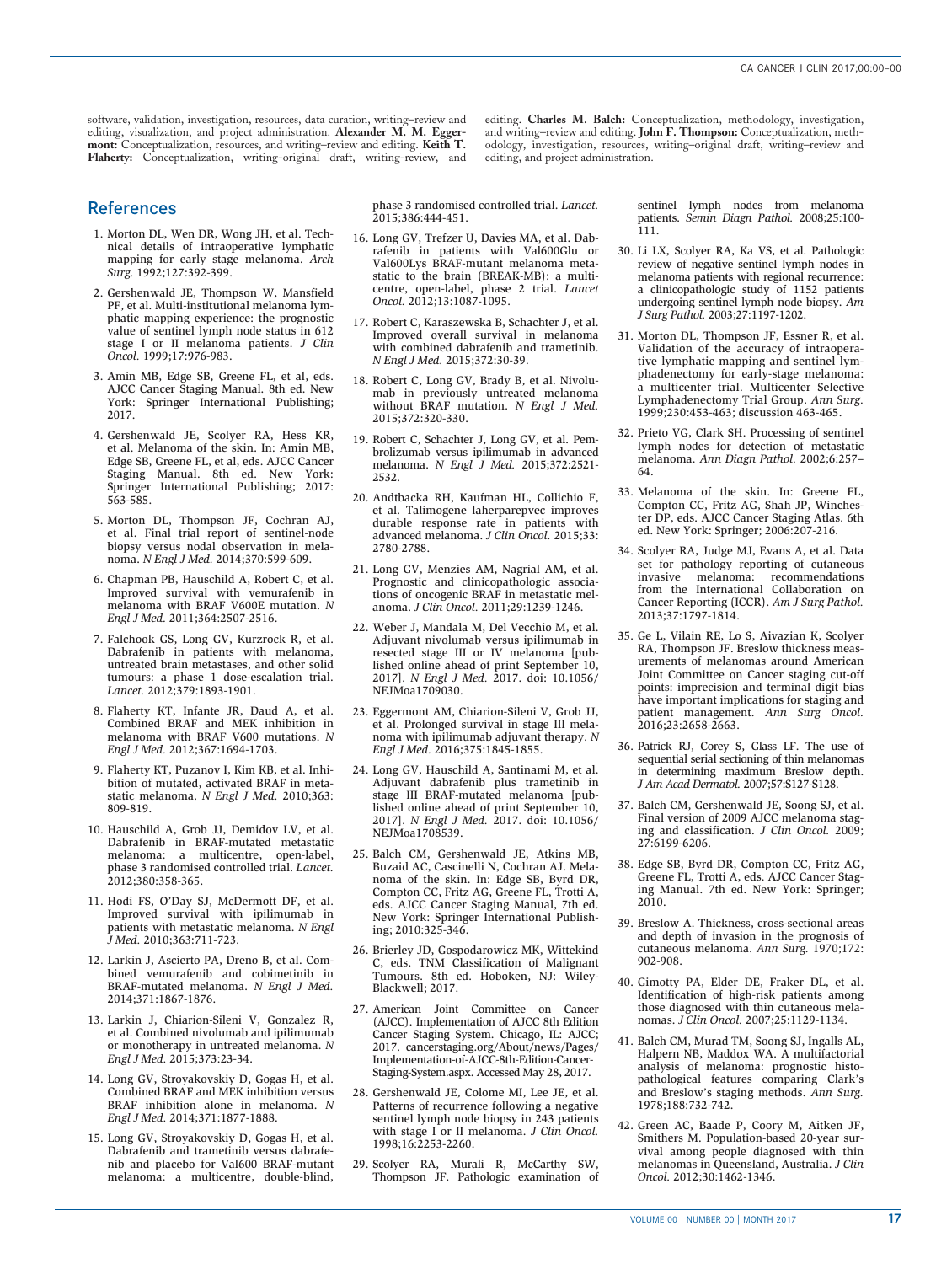software, validation, investigation, resources, data curation, writing–review and editing, visualization, and project administration. **Alexander M. M. Eggermont:** Conceptualization, resources, and writing–review and editing. **Keith T. Flaherty:** Conceptualization, writing-original draft, writing-review, and editing. **Charles M. Balch:** Conceptualization, methodology, investigation, and writing–review and editing. **John F. Thompson:** Conceptualization, methodology, investigation, resources, writing–original draft, writing–review and editing, and project administration.

## References

1. Morton DL, Wen DR, Wong JH, et al. Technical details of intraoperative lymphatic mapping for early stage melanoma. *Arch Surg.* 1992;127:392-399.
2. Gershenwald JE, Thompson W, Mansfield PF, et al. Multi-institutional melanoma lymphatic mapping experience: the prognostic value of sentinel lymph node status in 612 stage I or II melanoma patients. *J Clin Oncol.* 1999;17:976-983.
3. Amin MB, Edge SB, Greene FL, et al, eds. AJCC Cancer Staging Manual. 8th ed. New York: Springer International Publishing; 2017.
4. Gershenwald JE, Scolyer RA, Hess KR, et al. Melanoma of the skin. In: Amin MB, Edge SB, Greene FL, et al, eds. AJCC Cancer Staging Manual. 8th ed. New York: Springer International Publishing; 2017: 563-585.
5. Morton DL, Thompson JF, Cochran AJ, et al. Final trial report of sentinel-node biopsy versus nodal observation in melanoma. *N Engl J Med.* 2014;370:599-609.
6. Chapman PB, Hauschild A, Robert C, et al. Improved survival with vemurafenib in melanoma with BRAF V600E mutation. *N Engl J Med.* 2011;364:2507-2516.
7. Falchook GS, Long GV, Kurzrock R, et al. Dabrafenib in patients with melanoma, untreated brain metastases, and other solid tumours: a phase 1 dose-escalation trial. *Lancet.* 2012;379:1893-1901.
8. Flaherty KT, Infante JR, Daud A, et al. Combined BRAF and MEK inhibition in melanoma with BRAF V600 mutations. *N Engl J Med.* 2012;367:1694-1703.
9. Flaherty KT, Puzanov I, Kim KB, et al. Inhibition of mutated, activated BRAF in metastatic melanoma. *N Engl J Med.* 2010;363: 809-819.
10. Hauschild A, Grob JJ, Demidov LV, et al. Dabrafenib in BRAF-mutated metastatic melanoma: a multicentre, open-label, phase 3 randomised controlled trial. *Lancet.* 2012;380:358-365.
11. Hodi FS, O'Day SJ, McDermott DF, et al. Improved survival with ipilimumab in patients with metastatic melanoma. *N Engl J Med.* 2010;363:711-723.
12. Larkin J, Ascierto PA, Dreno B, et al. Combined vemurafenib and cobimetinib in BRAF-mutated melanoma. *N Engl J Med.* 2014;371:1867-1876.
13. Larkin J, Chiarion-Sileni V, Gonzalez R, et al. Combined nivolumab and ipilimumab or monotherapy in untreated melanoma. *N Engl J Med.* 2015;373:23-34.
14. Long GV, Stroyakovskiy D, Gogas H, et al. Combined BRAF and MEK inhibition versus BRAF inhibition alone in melanoma. *N Engl J Med.* 2014;371:1877-1888.
15. Long GV, Stroyakovskiy D, Gogas H, et al. Dabrafenib and trametinib versus dabrafenib and placebo for Val600 BRAF-mutant melanoma: a multicentre, double-blind, phase 3 randomised controlled trial. *Lancet.* 2015;386:444-451.
16. Long GV, Trefzer U, Davies MA, et al. Dabrafenib in patients with Val600Glu or Val600Lys BRAF-mutant melanoma metastatic to the brain (BREAK-MB): a multicentre, open-label, phase 2 trial. *Lancet Oncol.* 2012;13:1087-1095.
17. Robert C, Karaszewska B, Schachter J, et al. Improved overall survival in melanoma with combined dabrafenib and trametinib. *N Engl J Med.* 2015;372:30-39.
18. Robert C, Long GV, Brady B, et al. Nivolumab in previously untreated melanoma without BRAF mutation. *N Engl J Med.* 2015;372:320-330.
19. Robert C, Schachter J, Long GV, et al. Pembrolizumab versus ipilimumab in advanced melanoma. *N Engl J Med.* 2015;372:2521-2532.
20. Andtbacka RH, Kaufman HL, Collichio F, et al. Talimogene laherparepvec improves durable response rate in patients with advanced melanoma. *J Clin Oncol.* 2015;33: 2780-2788.
21. Long GV, Menzies AM, Nagrial AM, et al. Prognostic and clinicopathologic associations of oncogenic BRAF in metastatic melanoma. *J Clin Oncol.* 2011;29:1239-1246.
22. Weber J, Mandala M, Del Vecchio M, et al. Adjuvant nivolumab versus ipilimumab in resected stage III or IV melanoma [published online ahead of print September 10, 2017]. *N Engl J Med.* 2017. doi: 10.1056/NEJMoa1709030.
23. Eggermont AM, Chiarion-Sileni V, Grob JJ, et al. Prolonged survival in stage III melanoma with ipilimumab adjuvant therapy. *N Engl J Med.* 2016;375:1845-1855.
24. Long GV, Hauschild A, Santinami M, et al. Adjuvant dabrafenib plus trametinib in stage III BRAF-mutated melanoma [published online ahead of print September 10, 2017]. *N Engl J Med.* 2017. doi: 10.1056/NEJMoa1708539.
25. Balch CM, Gershenwald JE, Atkins MB, Buzaid AC, Cascinelli N, Cochran AJ. Melanoma of the skin. In: Edge SB, Byrd DR, Compton CC, Fritz AG, Greene FL, Trotti A, eds. AJCC Cancer Staging Manual, 7th ed. New York: Springer International Publishing; 2010:325-346.
26. Brierley JD, Gospodarowicz MK, Wittekind C, eds. TNM Classification of Malignant Tumours. 8th ed. Hoboken, NJ: Wiley-Blackwell; 2017.
27. American Joint Committee on Cancer (AJCC). Implementation of AJCC 8th Edition Cancer Staging System. Chicago, IL: AJCC; 2017. cancerstaging.org/About/news/Pages/Implementation-of-AJCC-8th-Edition-Cancer-Staging-System.aspx. Accessed May 28, 2017.
28. Gershenwald JE, Colome MI, Lee JE, et al. Patterns of recurrence following a negative sentinel lymph node biopsy in 243 patients with stage I or II melanoma. *J Clin Oncol.* 1998;16:2253-2260.
29. Scolyer RA, Murali R, McCarthy SW, Thompson JF. Pathologic examination of sentinel lymph nodes from melanoma patients. *Semin Diagn Pathol.* 2008;25:100-111.
30. Li LX, Scolyer RA, Ka VS, et al. Pathologic review of negative sentinel lymph nodes in melanoma patients with regional recurrence: a clinicopathologic study of 1152 patients undergoing sentinel lymph node biopsy. *Am J Surg Pathol.* 2003;27:1197-1202.
31. Morton DL, Thompson JF, Essner R, et al. Validation of the accuracy of intraoperative lymphatic mapping and sentinel lymphadenectomy for early-stage melanoma: a multicenter trial. Multicenter Selective Lymphadenectomy Trial Group. *Ann Surg.* 1999;230:453-463; discussion 463-465.
32. Prieto VG, Clark SH. Processing of sentinel lymph nodes for detection of metastatic melanoma. *Ann Diagn Pathol.* 2002;6:257–64.
33. Melanoma of the skin. In: Greene FL, Compton CC, Fritz AG, Shah JP, Winchester DP, eds. AJCC Cancer Staging Atlas. 6th ed. New York: Springer; 2006:207-216.
34. Scolyer RA, Judge MJ, Evans A, et al. Data set for pathology reporting of cutaneous invasive melanoma: recommendations from the International Collaboration on Cancer Reporting (ICCR). *Am J Surg Pathol.* 2013;37:1797-1814.
35. Ge L, Vilain RE, Lo S, Aivazian K, Scolyer RA, Thompson JF. Breslow thickness measurements of melanomas around American Joint Committee on Cancer staging cut-off points: imprecision and terminal digit bias have important implications for staging and patient management. *Ann Surg Oncol.* 2016;23:2658-2663.
36. Patrick RJ, Corey S, Glass LF. The use of sequential serial sectioning of thin melanomas in determining maximum Breslow depth. *J Am Acad Dermatol.* 2007;57:S127-S128.
37. Balch CM, Gershenwald JE, Soong SJ, et al. Final version of 2009 AJCC melanoma staging and classification. *J Clin Oncol.* 2009; 27:6199-6206.
38. Edge SB, Byrd DR, Compton CC, Fritz AG, Greene FL, Trotti A, eds. AJCC Cancer Staging Manual. 7th ed. New York: Springer; 2010.
39. Breslow A. Thickness, cross-sectional areas and depth of invasion in the prognosis of cutaneous melanoma. *Ann Surg.* 1970;172: 902-908.
40. Gimotty PA, Elder DE, Fraker DL, et al. Identification of high-risk patients among those diagnosed with thin cutaneous melanomas. *J Clin Oncol.* 2007;25:1129-1134.
41. Balch CM, Murad TM, Soong SJ, Ingalls AL, Halpern NB, Maddox WA. A multifactorial analysis of melanoma: prognostic histopathological features comparing Clark's and Breslow's staging methods. *Ann Surg.* 1978;188:732-742.
42. Green AC, Baade P, Coory M, Aitken JF, Smithers M. Population-based 20-year survival among people diagnosed with thin melanomas in Queensland, Australia. *J Clin Oncol.* 2012;30:1462-1346.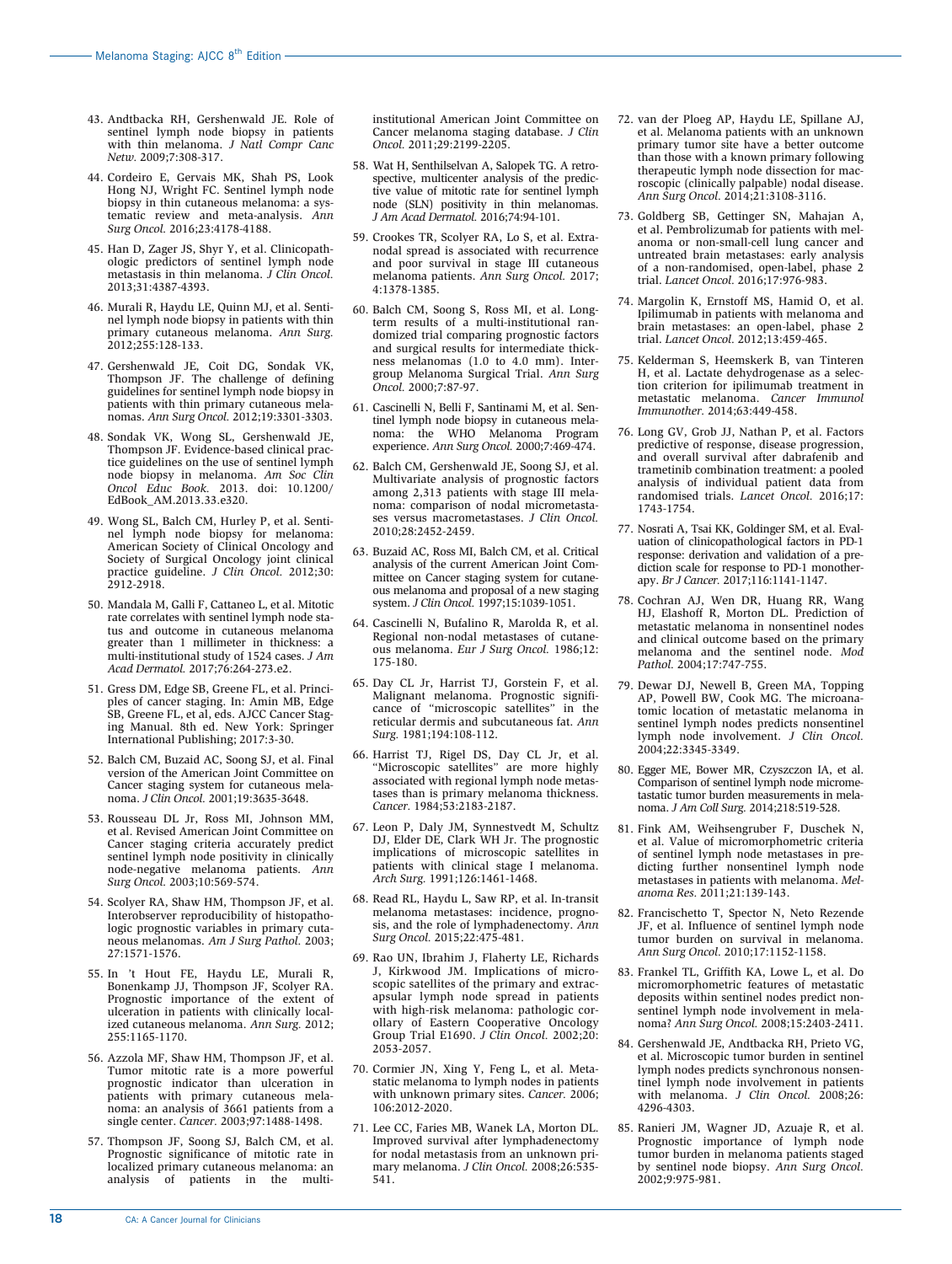43. Andtbacka RH, Gershenwald JE. Role of sentinel lymph node biopsy in patients with thin melanoma. *J Natl Compr Canc Netw.* 2009;7:308-317.

44. Cordeiro E, Gervais MK, Shah PS, Look Hong NJ, Wright FC. Sentinel lymph node biopsy in thin cutaneous melanoma: a systematic review and meta-analysis. *Ann Surg Oncol.* 2016;23:4178-4188.

45. Han D, Zager JS, Shyr Y, et al. Clinicopathologic predictors of sentinel lymph node metastasis in thin melanoma. *J Clin Oncol.* 2013;31:4387-4393.

46. Murali R, Haydu LE, Quinn MJ, et al. Sentinel lymph node biopsy in patients with thin primary cutaneous melanoma. *Ann Surg.* 2012;255:128-133.

47. Gershenwald JE, Coit DG, Sondak VK, Thompson JF. The challenge of defining guidelines for sentinel lymph node biopsy in patients with thin primary cutaneous melanomas. *Ann Surg Oncol.* 2012;19:3301-3303.

48. Sondak VK, Wong SL, Gershenwald JE, Thompson JF. Evidence-based clinical practice guidelines on the use of sentinel lymph node biopsy in melanoma. *Am Soc Clin Oncol Educ Book.* 2013. doi: 10.1200/EdBook_AM.2013.33.e320.

49. Wong SL, Balch CM, Hurley P, et al. Sentinel lymph node biopsy for melanoma: American Society of Clinical Oncology and Society of Surgical Oncology joint clinical practice guideline. *J Clin Oncol.* 2012;30:2912-2918.

50. Mandala M, Galli F, Cattaneo L, et al. Mitotic rate correlates with sentinel lymph node status and outcome in cutaneous melanoma greater than 1 millimeter in thickness: a multi-institutional study of 1524 cases. *J Am Acad Dermatol.* 2017;76:264-273.e2.

51. Gress DM, Edge SB, Greene FL, et al. Principles of cancer staging. In: Amin MB, Edge SB, Greene FL, et al, eds. AJCC Cancer Staging Manual. 8th ed. New York: Springer International Publishing; 2017:3-30.

52. Balch CM, Buzaid AC, Soong SJ, et al. Final version of the American Joint Committee on Cancer staging system for cutaneous melanoma. *J Clin Oncol.* 2001;19:3635-3648.

53. Rousseau DL Jr, Ross MI, Johnson MM, et al. Revised American Joint Committee on Cancer staging criteria accurately predict sentinel lymph node positivity in clinically node-negative melanoma patients. *Ann Surg Oncol.* 2003;10:569-574.

54. Scolyer RA, Shaw HM, Thompson JF, et al. Interobserver reproducibility of histopathologic prognostic variables in primary cutaneous melanomas. *Am J Surg Pathol.* 2003;27:1571-1576.

55. In 't Hout FE, Haydu LE, Murali R, Bonenkamp JJ, Thompson JF, Scolyer RA. Prognostic importance of the extent of ulceration in patients with clinically localized cutaneous melanoma. *Ann Surg.* 2012;255:1165-1170.

56. Azzola MF, Shaw HM, Thompson JF, et al. Tumor mitotic rate is a more powerful prognostic indicator than ulceration in patients with primary cutaneous melanoma: an analysis of 3661 patients from a single center. *Cancer.* 2003;97:1488-1498.

57. Thompson JF, Soong SJ, Balch CM, et al. Prognostic significance of mitotic rate in localized primary cutaneous melanoma: an analysis of patients in the multi-institutional American Joint Committee on Cancer melanoma staging database. *J Clin Oncol.* 2011;29:2199-2205.

58. Wat H, Senthilselvan A, Salopek TG. A retrospective, multicenter analysis of the predictive value of mitotic rate for sentinel lymph node (SLN) positivity in thin melanomas. *J Am Acad Dermatol.* 2016;74:94-101.

59. Crookes TR, Scolyer RA, Lo S, et al. Extranodal spread is associated with recurrence and poor survival in stage III cutaneous melanoma patients. *Ann Surg Oncol.* 2017; 4:1378-1385.

60. Balch CM, Soong S, Ross MI, et al. Long-term results of a multi-institutional randomized trial comparing prognostic factors and surgical results for intermediate thickness melanomas (1.0 to 4.0 mm). Intergroup Melanoma Surgical Trial. *Ann Surg Oncol.* 2000;7:87-97.

61. Cascinelli N, Belli F, Santinami M, et al. Sentinel lymph node biopsy in cutaneous melanoma: the WHO Melanoma Program experience. *Ann Surg Oncol.* 2000;7:469-474.

62. Balch CM, Gershenwald JE, Soong SJ, et al. Multivariate analysis of prognostic factors among 2,313 patients with stage III melanoma: comparison of nodal micrometastases versus macrometastases. *J Clin Oncol.* 2010;28:2452-2459.

63. Buzaid AC, Ross MI, Balch CM, et al. Critical analysis of the current American Joint Committee on Cancer staging system for cutaneous melanoma and proposal of a new staging system. *J Clin Oncol.* 1997;15:1039-1051.

64. Cascinelli N, Bufalino R, Marolda R, et al. Regional non-nodal metastases of cutaneous melanoma. *Eur J Surg Oncol.* 1986;12:175-180.

65. Day CL Jr, Harrist TJ, Gorstein F, et al. Malignant melanoma. Prognostic significance of "microscopic satellites" in the reticular dermis and subcutaneous fat. *Ann Surg.* 1981;194:108-112.

66. Harrist TJ, Rigel DS, Day CL Jr, et al. "Microscopic satellites" are more highly associated with regional lymph node metastases than is primary melanoma thickness. *Cancer.* 1984;53:2183-2187.

67. Leon P, Daly JM, Synnestvedt M, Schultz DJ, Elder DE, Clark WH Jr. The prognostic implications of microscopic satellites in patients with clinical stage I melanoma. *Arch Surg.* 1991;126:1461-1468.

68. Read RL, Haydu L, Saw RP, et al. In-transit melanoma metastases: incidence, prognosis, and the role of lymphadenectomy. *Ann Surg Oncol.* 2015;22:475-481.

69. Rao UN, Ibrahim J, Flaherty LE, Richards J, Kirkwood JM. Implications of microscopic satellites of the primary and extracapsular lymph node spread in patients with high-risk melanoma: pathologic corollary of Eastern Cooperative Oncology Group Trial E1690. *J Clin Oncol.* 2002;20:2053-2057.

70. Cormier JN, Xing Y, Feng L, et al. Metastatic melanoma to lymph nodes in patients with unknown primary sites. *Cancer.* 2006;106:2012-2020.

71. Lee CC, Faries MB, Wanek LA, Morton DL. Improved survival after lymphadenectomy for nodal metastasis from an unknown primary melanoma. *J Clin Oncol.* 2008;26:535-541.

72. van der Ploeg AP, Haydu LE, Spillane AJ, et al. Melanoma patients with an unknown primary tumor site have a better outcome than those with a known primary following therapeutic lymph node dissection for macroscopic (clinically palpable) nodal disease. *Ann Surg Oncol.* 2014;21:3108-3116.

73. Goldberg SB, Gettinger SN, Mahajan A, et al. Pembrolizumab for patients with melanoma or non-small-cell lung cancer and untreated brain metastases: early analysis of a non-randomised, open-label, phase 2 trial. *Lancet Oncol.* 2016;17:976-983.

74. Margolin K, Ernstoff MS, Hamid O, et al. Ipilimumab in patients with melanoma and brain metastases: an open-label, phase 2 trial. *Lancet Oncol.* 2012;13:459-465.

75. Kelderman S, Heemskerk B, van Tinteren H, et al. Lactate dehydrogenase as a selection criterion for ipilimumab treatment in metastatic melanoma. *Cancer Immunol Immunother.* 2014;63:449-458.

76. Long GV, Grob JJ, Nathan P, et al. Factors predictive of response, disease progression, and overall survival after dabrafenib and trametinib combination treatment: a pooled analysis of individual patient data from randomised trials. *Lancet Oncol.* 2016;17:1743-1754.

77. Nosrati A, Tsai KK, Goldinger SM, et al. Evaluation of clinicopathological factors in PD-1 response: derivation and validation of a prediction scale for response to PD-1 monotherapy. *Br J Cancer.* 2017;116:1141-1147.

78. Cochran AJ, Wen DR, Huang RR, Wang HJ, Elashoff R, Morton DL. Prediction of metastatic melanoma in nonsentinel nodes and clinical outcome based on the primary melanoma and the sentinel node. *Mod Pathol.* 2004;17:747-755.

79. Dewar DJ, Newell B, Green MA, Topping AP, Powell BW, Cook MG. The microanatomic location of metastatic melanoma in sentinel lymph nodes predicts nonsentinel lymph node involvement. *J Clin Oncol.* 2004;22:3345-3349.

80. Egger ME, Bower MR, Czyszczon IA, et al. Comparison of sentinel lymph node micrometastatic tumor burden measurements in melanoma. *J Am Coll Surg.* 2014;218:519-528.

81. Fink AM, Weihsengruber F, Duschek N, et al. Value of micromorphometric criteria of sentinel lymph node metastases in predicting further nonsentinel lymph node metastases in patients with melanoma. *Melanoma Res.* 2011;21:139-143.

82. Francischetto T, Spector N, Neto Rezende JF, et al. Influence of sentinel lymph node tumor burden on survival in melanoma. *Ann Surg Oncol.* 2010;17:1152-1158.

83. Frankel TL, Griffith KA, Lowe L, et al. Do micromorphometric features of metastatic deposits within sentinel nodes predict nonsentinel lymph node involvement in melanoma? *Ann Surg Oncol.* 2008;15:2403-2411.

84. Gershenwald JE, Andtbacka RH, Prieto VG, et al. Microscopic tumor burden in sentinel lymph nodes predicts synchronous nonsentinel lymph node involvement in patients with melanoma. *J Clin Oncol.* 2008;26:4296-4303.

85. Ranieri JM, Wagner JD, Azuaje R, et al. Prognostic importance of lymph node tumor burden in melanoma patients staged by sentinel node biopsy. *Ann Surg Oncol.* 2002;9:975-981.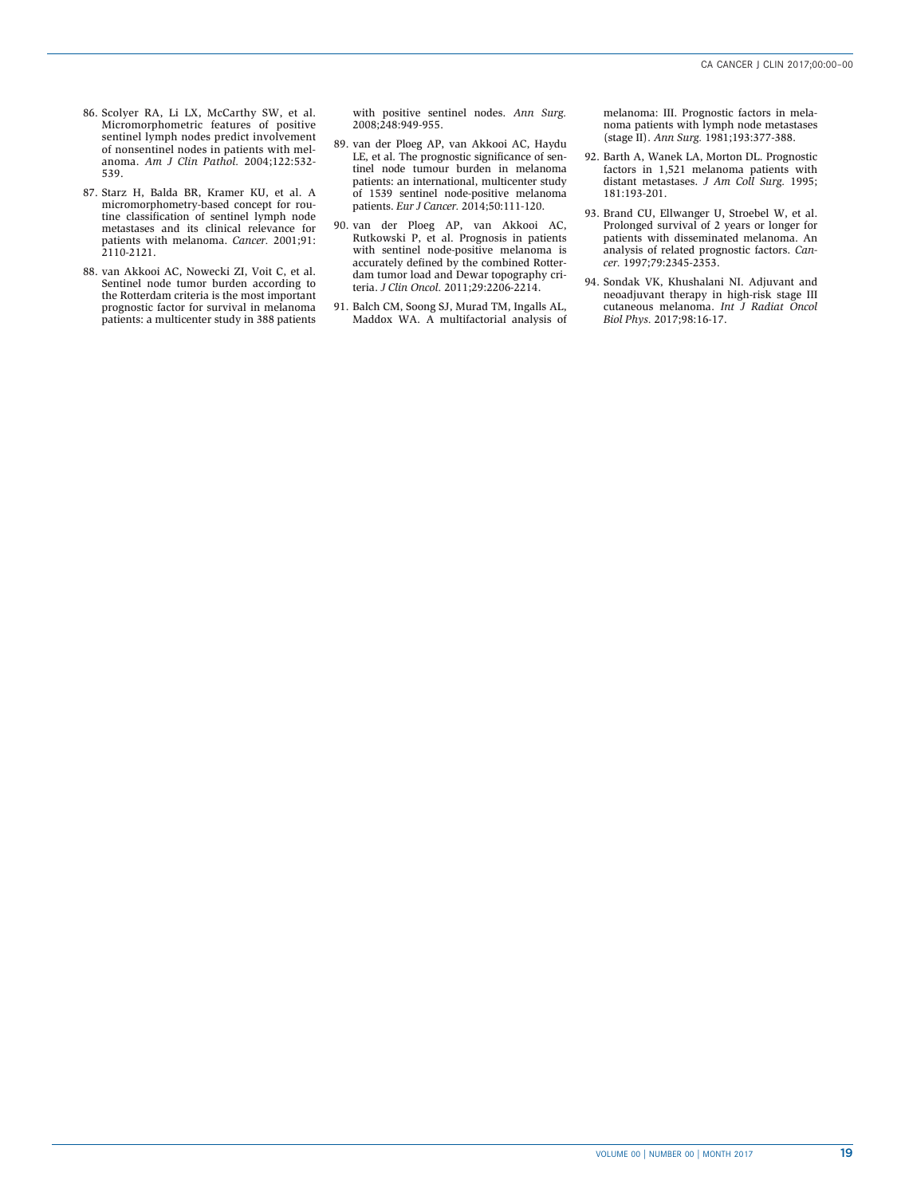86. Scolyer RA, Li LX, McCarthy SW, et al. Micromorphometric features of positive sentinel lymph nodes predict involvement of nonsentinel nodes in patients with melanoma. *Am J Clin Pathol.* 2004;122:532-539.

87. Starz H, Balda BR, Kramer KU, et al. A micromorphometry-based concept for routine classification of sentinel lymph node metastases and its clinical relevance for patients with melanoma. *Cancer.* 2001;91:2110-2121.

88. van Akkooi AC, Nowecki ZI, Voit C, et al. Sentinel node tumor burden according to the Rotterdam criteria is the most important prognostic factor for survival in melanoma patients: a multicenter study in 388 patients with positive sentinel nodes. *Ann Surg.* 2008;248:949-955.

89. van der Ploeg AP, van Akkooi AC, Haydu LE, et al. The prognostic significance of sentinel node tumour burden in melanoma patients: an international, multicenter study of 1539 sentinel node-positive melanoma patients. *Eur J Cancer.* 2014;50:111-120.

90. van der Ploeg AP, van Akkooi AC, Rutkowski P, et al. Prognosis in patients with sentinel node-positive melanoma is accurately defined by the combined Rotterdam tumor load and Dewar topography criteria. *J Clin Oncol.* 2011;29:2206-2214.

91. Balch CM, Soong SJ, Murad TM, Ingalls AL, Maddox WA. A multifactorial analysis of melanoma: III. Prognostic factors in melanoma patients with lymph node metastases (stage II). *Ann Surg.* 1981;193:377-388.

92. Barth A, Wanek LA, Morton DL. Prognostic factors in 1,521 melanoma patients with distant metastases. *J Am Coll Surg.* 1995;181:193-201.

93. Brand CU, Ellwanger U, Stroebel W, et al. Prolonged survival of 2 years or longer for patients with disseminated melanoma. An analysis of related prognostic factors. *Cancer.* 1997;79:2345-2353.

94. Sondak VK, Khushalani NI. Adjuvant and neoadjuvant therapy in high-risk stage III cutaneous melanoma. *Int J Radiat Oncol Biol Phys.* 2017;98:16-17.